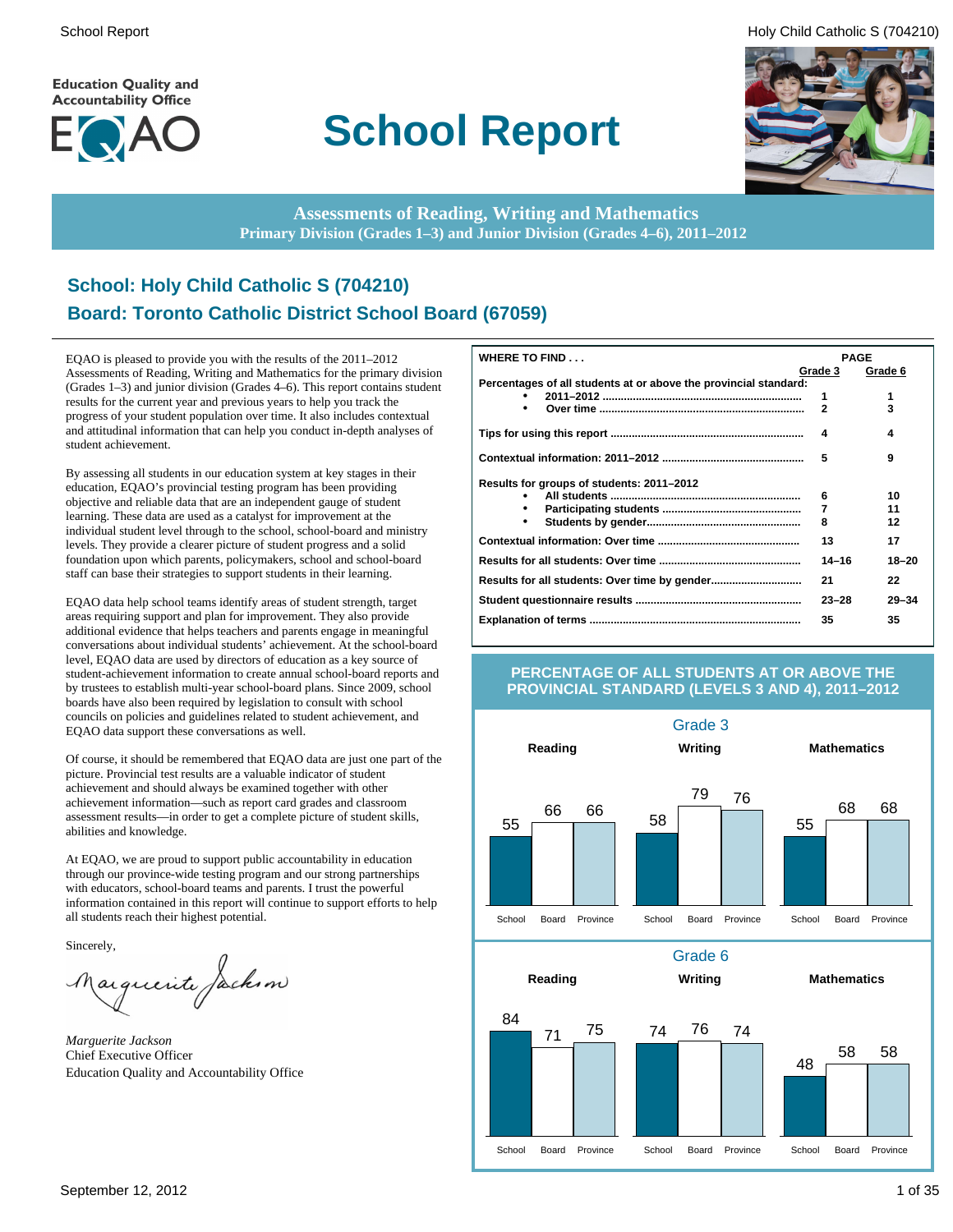Education Quality and Accountability Office

EQAO

# School Report

**Assessments of Reading, Writing and Mathematics**
**Primary Division (Grades 1–3) and Junior Division (Grades 4–6), 2011–2012**

## School: Holy Child Catholic S (704210)
## Board: Toronto Catholic District School Board (67059)

EQAO is pleased to provide you with the results of the 2011–2012 Assessments of Reading, Writing and Mathematics for the primary division (Grades 1–3) and junior division (Grades 4–6). This report contains student results for the current year and previous years to help you track the progress of your student population over time. It also includes contextual and attitudinal information that can help you conduct in-depth analyses of student achievement.

By assessing all students in our education system at key stages in their education, EQAO's provincial testing program has been providing objective and reliable data that are an independent gauge of student learning. These data are used as a catalyst for improvement at the individual student level through to the school, school-board and ministry levels. They provide a clearer picture of student progress and a solid foundation upon which parents, policymakers, school and school-board staff can base their strategies to support students in their learning.

EQAO data help school teams identify areas of student strength, target areas requiring support and plan for improvement. They also provide additional evidence that helps teachers and parents engage in meaningful conversations about individual students' achievement. At the school-board level, EQAO data are used by directors of education as a key source of student-achievement information to create annual school-board reports and by trustees to establish multi-year school-board plans. Since 2009, school boards have also been required by legislation to consult with school councils on policies and guidelines related to student achievement, and EQAO data support these conversations as well.

Of course, it should be remembered that EQAO data are just one part of the picture. Provincial test results are a valuable indicator of student achievement and should always be examined together with other achievement information—such as report card grades and classroom assessment results—in order to get a complete picture of student skills, abilities and knowledge.

At EQAO, we are proud to support public accountability in education through our province-wide testing program and our strong partnerships with educators, school-board teams and parents. I trust the powerful information contained in this report will continue to support efforts to help all students reach their highest potential.

Sincerely,

*Marguerite Jackson*
Chief Executive Officer
Education Quality and Accountability Office

**WHERE TO FIND . . .**

| | Page: Grade 3 | Page: Grade 6 |
|---|---|---|
| **Percentages of all students at or above the provincial standard:** | | |
| • 2011–2012 | 1 | 1 |
| • Over time | 2 | 3 |
| **Tips for using this report** | 4 | 4 |
| **Contextual information: 2011–2012** | 5 | 9 |
| **Results for groups of students: 2011–2012** | | |
| • All students | 6 | 10 |
| • Participating students | 7 | 11 |
| • Students by gender | 8 | 12 |
| **Contextual information: Over time** | 13 | 17 |
| **Results for all students: Over time** | 14–16 | 18–20 |
| **Results for all students: Over time by gender** | 21 | 22 |
| **Student questionnaire results** | 23–28 | 29–34 |
| **Explanation of terms** | 35 | 35 |

**PERCENTAGE OF ALL STUDENTS AT OR ABOVE THE PROVINCIAL STANDARD (LEVELS 3 AND 4), 2011–2012**

Grade 3

Reading: School 55, Board 66, Province 66

Writing: School 58, Board 79, Province 76

Mathematics: School 55, Board 68, Province 68

Grade 6

Reading: School 84, Board 71, Province 75

Writing: School 74, Board 76, Province 74

Mathematics: School 48, Board 58, Province 58

September 12, 2012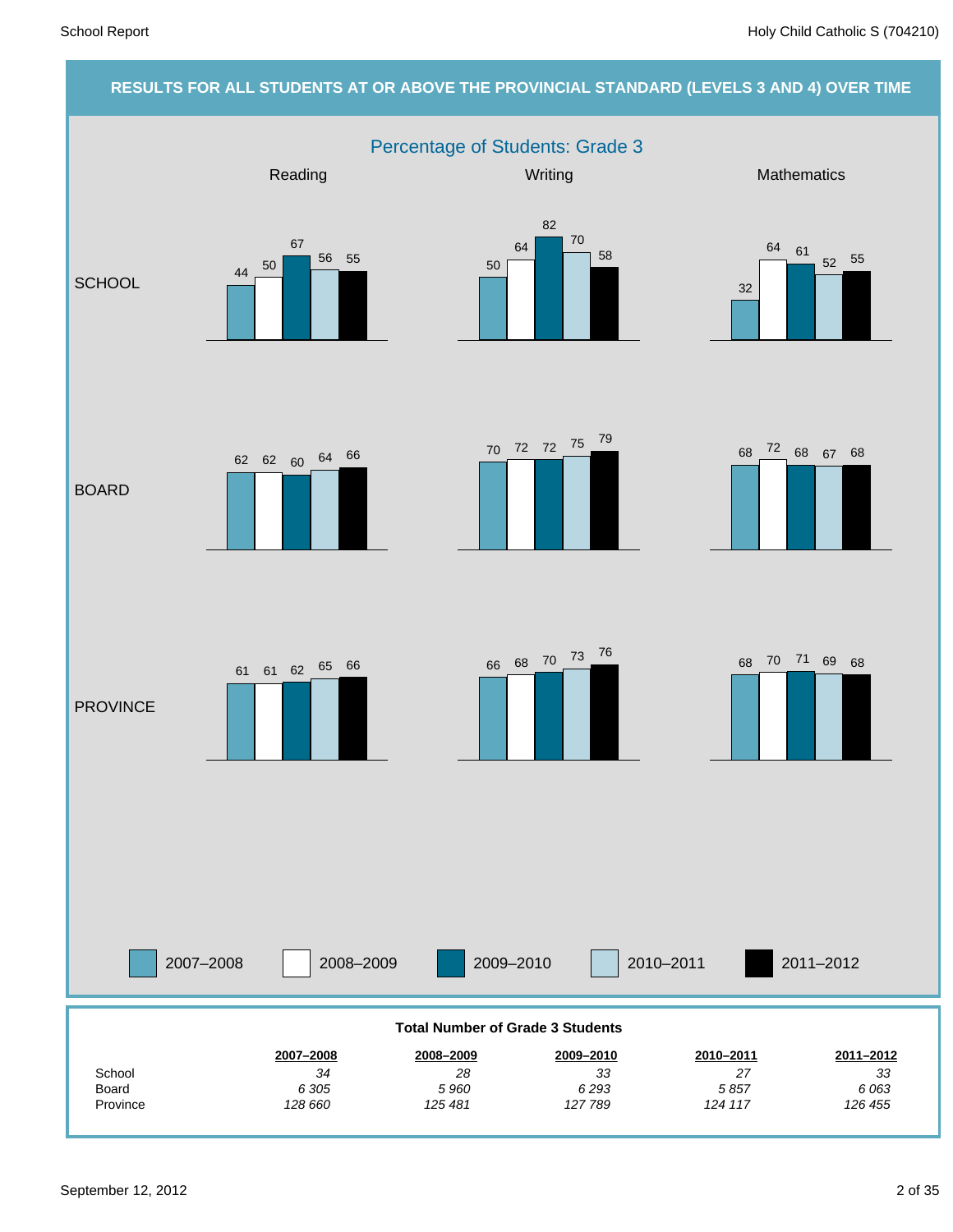## RESULTS FOR ALL STUDENTS AT OR ABOVE THE PROVINCIAL STANDARD (LEVELS 3 AND 4) OVER TIME

### Percentage of Students: Grade 3

Reading

Writing

Mathematics

SCHOOL

44 50 67 56 55

50 64 82 70 58

32 64 61 52 55

BOARD

62 62 60 64 66

70 72 72 75 79

68 72 68 67 68

PROVINCE

61 61 62 65 66

66 68 70 73 76

68 70 71 69 68

2007–2008 2008–2009 2009–2010 2010–2011 2011–2012

**Total Number of Grade 3 Students**

| | 2007–2008 | 2008–2009 | 2009–2010 | 2010–2011 | 2011–2012 |
|---|---|---|---|---|---|
| School | *34* | *28* | *33* | *27* | *33* |
| Board | *6 305* | *5 960* | *6 293* | *5 857* | *6 063* |
| Province | *128 660* | *125 481* | *127 789* | *124 117* | *126 455* |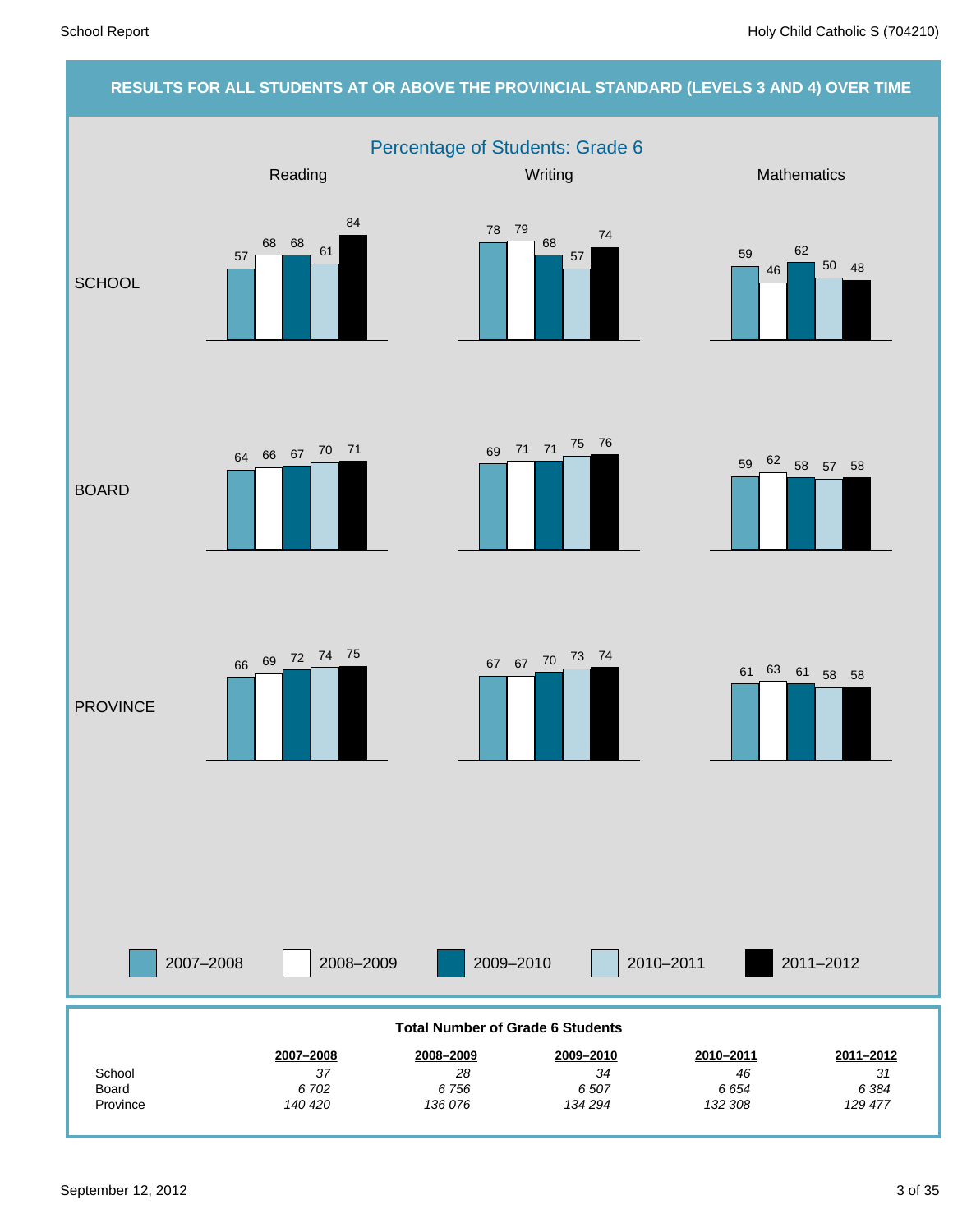# RESULTS FOR ALL STUDENTS AT OR ABOVE THE PROVINCIAL STANDARD (LEVELS 3 AND 4) OVER TIME

Percentage of Students: Grade 6

Reading

Writing

Mathematics

SCHOOL

57 68 68 61 84

78 79 68 57 74

59 46 62 50 48

BOARD

64 66 67 70 71

69 71 71 75 76

59 62 58 57 58

PROVINCE

66 69 72 74 75

67 67 70 73 74

61 63 61 58 58

2007–2008   2008–2009   2009–2010   2010–2011   2011–2012

**Total Number of Grade 6 Students**

| | 2007–2008 | 2008–2009 | 2009–2010 | 2010–2011 | 2011–2012 |
|---|---|---|---|---|---|
| School | *37* | *28* | *34* | *46* | *31* |
| Board | *6 702* | *6 756* | *6 507* | *6 654* | *6 384* |
| Province | *140 420* | *136 076* | *134 294* | *132 308* | *129 477* |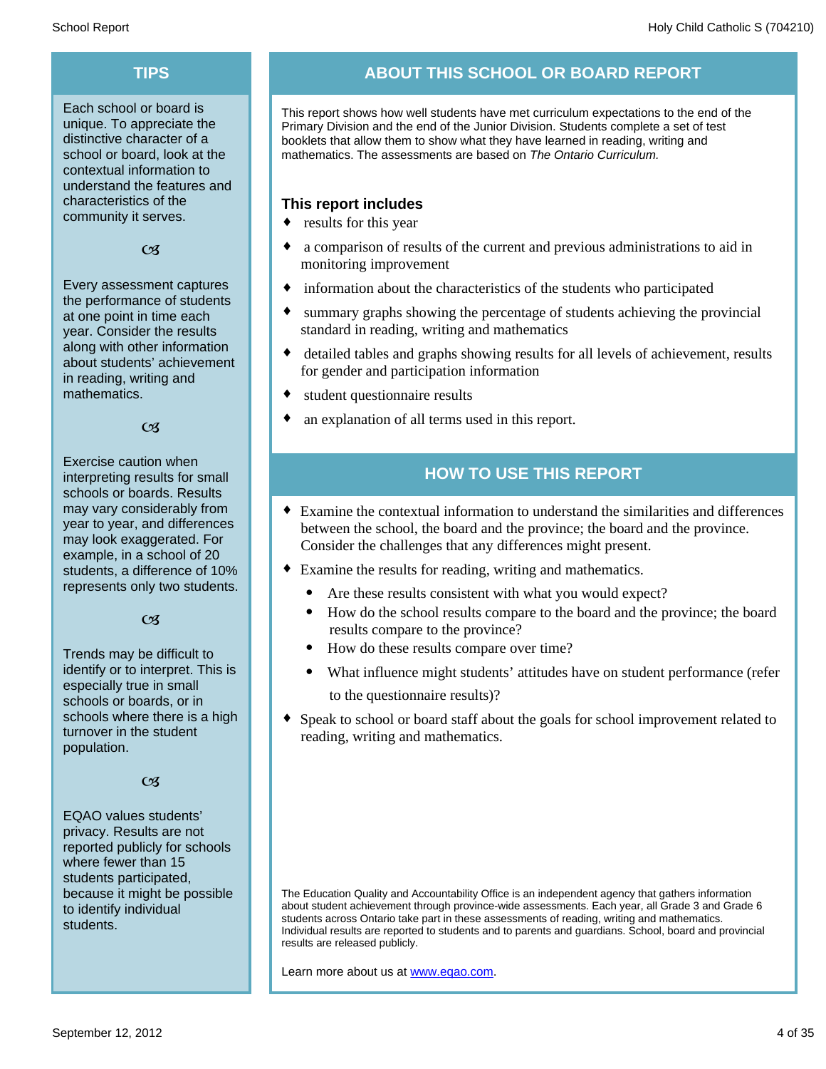## TIPS

Each school or board is unique. To appreciate the distinctive character of a school or board, look at the contextual information to understand the features and characteristics of the community it serves.

Every assessment captures the performance of students at one point in time each year. Consider the results along with other information about students' achievement in reading, writing and mathematics.

Exercise caution when interpreting results for small schools or boards. Results may vary considerably from year to year, and differences may look exaggerated. For example, in a school of 20 students, a difference of 10% represents only two students.

Trends may be difficult to identify or to interpret. This is especially true in small schools or boards, or in schools where there is a high turnover in the student population.

EQAO values students' privacy. Results are not reported publicly for schools where fewer than 15 students participated, because it might be possible to identify individual students.

## ABOUT THIS SCHOOL OR BOARD REPORT

This report shows how well students have met curriculum expectations to the end of the Primary Division and the end of the Junior Division. Students complete a set of test booklets that allow them to show what they have learned in reading, writing and mathematics. The assessments are based on *The Ontario Curriculum.*

### This report includes

- results for this year
- a comparison of results of the current and previous administrations to aid in monitoring improvement
- information about the characteristics of the students who participated
- summary graphs showing the percentage of students achieving the provincial standard in reading, writing and mathematics
- detailed tables and graphs showing results for all levels of achievement, results for gender and participation information
- student questionnaire results
- an explanation of all terms used in this report.

## HOW TO USE THIS REPORT

- Examine the contextual information to understand the similarities and differences between the school, the board and the province; the board and the province. Consider the challenges that any differences might present.
- Examine the results for reading, writing and mathematics.
  - Are these results consistent with what you would expect?
  - How do the school results compare to the board and the province; the board results compare to the province?
  - How do these results compare over time?
  - What influence might students' attitudes have on student performance (refer to the questionnaire results)?
- Speak to school or board staff about the goals for school improvement related to reading, writing and mathematics.

The Education Quality and Accountability Office is an independent agency that gathers information about student achievement through province-wide assessments. Each year, all Grade 3 and Grade 6 students across Ontario take part in these assessments of reading, writing and mathematics. Individual results are reported to students and to parents and guardians. School, board and provincial results are released publicly.

Learn more about us at [www.eqao.com](http://www.eqao.com).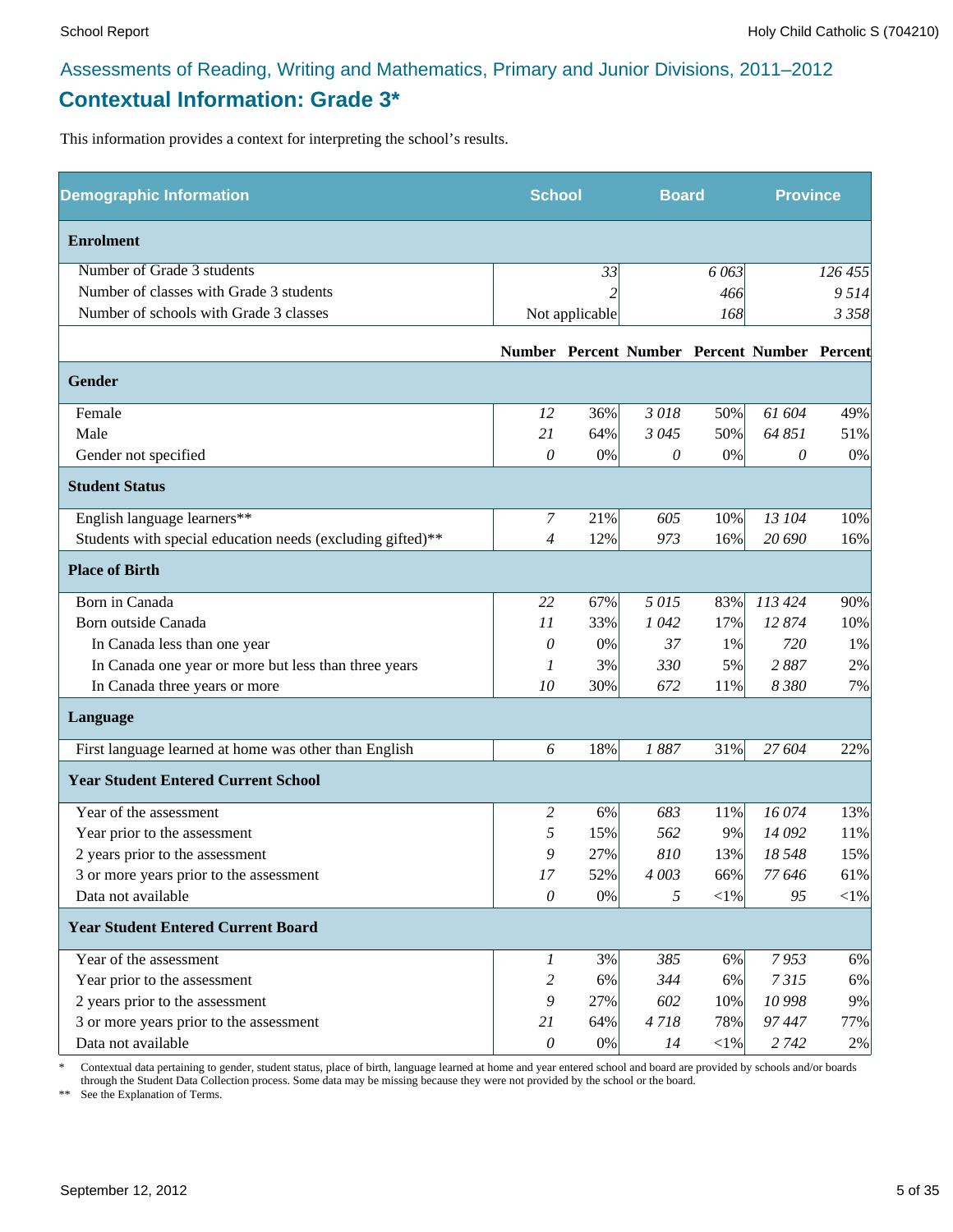Assessments of Reading, Writing and Mathematics, Primary and Junior Divisions, 2011–2012

## Contextual Information: Grade 3*

This information provides a context for interpreting the school's results.

| Demographic Information | School | | Board | | Province | |
|---|---|---|---|---|---|---|
| **Enrolment** | | | | | | |
| Number of Grade 3 students | | *33* | | *6 063* | | *126 455* |
| Number of classes with Grade 3 students | | *2* | | *466* | | *9 514* |
| Number of schools with Grade 3 classes | | Not applicable | | *168* | | *3 358* |
| | **Number** | **Percent** | **Number** | **Percent** | **Number** | **Percent** |
| **Gender** | | | | | | |
| Female | *12* | 36% | *3 018* | 50% | *61 604* | 49% |
| Male | *21* | 64% | *3 045* | 50% | *64 851* | 51% |
| Gender not specified | *0* | 0% | *0* | 0% | *0* | 0% |
| **Student Status** | | | | | | |
| English language learners** | *7* | 21% | *605* | 10% | *13 104* | 10% |
| Students with special education needs (excluding gifted)** | *4* | 12% | *973* | 16% | *20 690* | 16% |
| **Place of Birth** | | | | | | |
| Born in Canada | *22* | 67% | *5 015* | 83% | *113 424* | 90% |
| Born outside Canada | *11* | 33% | *1 042* | 17% | *12 874* | 10% |
| In Canada less than one year | *0* | 0% | *37* | 1% | *720* | 1% |
| In Canada one year or more but less than three years | *1* | 3% | *330* | 5% | *2 887* | 2% |
| In Canada three years or more | *10* | 30% | *672* | 11% | *8 380* | 7% |
| **Language** | | | | | | |
| First language learned at home was other than English | *6* | 18% | *1 887* | 31% | *27 604* | 22% |
| **Year Student Entered Current School** | | | | | | |
| Year of the assessment | *2* | 6% | *683* | 11% | *16 074* | 13% |
| Year prior to the assessment | *5* | 15% | *562* | 9% | *14 092* | 11% |
| 2 years prior to the assessment | *9* | 27% | *810* | 13% | *18 548* | 15% |
| 3 or more years prior to the assessment | *17* | 52% | *4 003* | 66% | *77 646* | 61% |
| Data not available | *0* | 0% | *5* | <1% | *95* | <1% |
| **Year Student Entered Current Board** | | | | | | |
| Year of the assessment | *1* | 3% | *385* | 6% | *7 953* | 6% |
| Year prior to the assessment | *2* | 6% | *344* | 6% | *7 315* | 6% |
| 2 years prior to the assessment | *9* | 27% | *602* | 10% | *10 998* | 9% |
| 3 or more years prior to the assessment | *21* | 64% | *4 718* | 78% | *97 447* | 77% |
| Data not available | *0* | 0% | *14* | <1% | *2 742* | 2% |

\* Contextual data pertaining to gender, student status, place of birth, language learned at home and year entered school and board are provided by schools and/or boards through the Student Data Collection process. Some data may be missing because they were not provided by the school or the board.

** See the Explanation of Terms.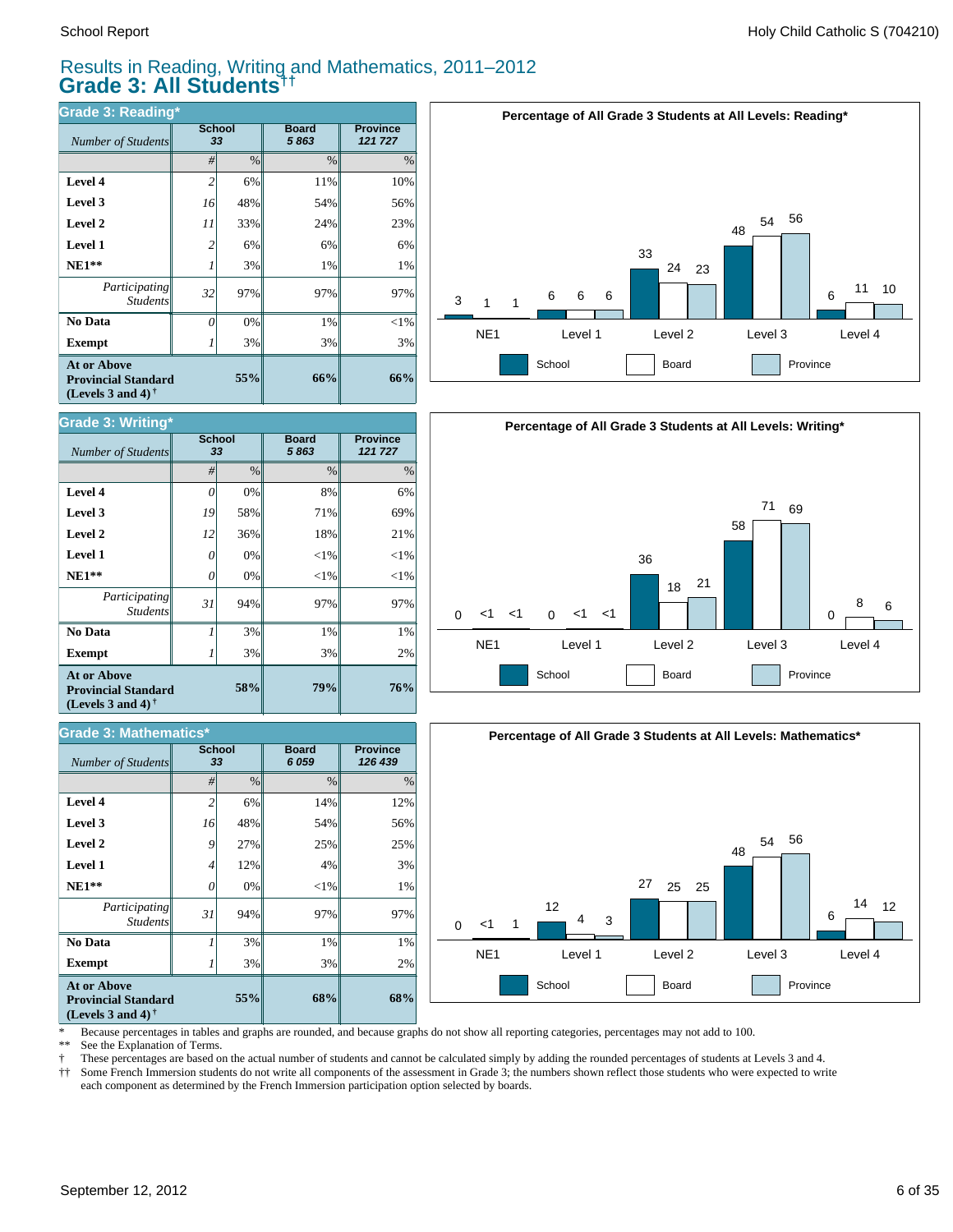# Results in Reading, Writing and Mathematics, 2011–2012
## Grade 3: All Students††

### Grade 3: Reading*

| *Number of Students* | School 33 | | Board 5 863 | Province 121 727 |
|---|---|---|---|---|
| | # | % | % | % |
| **Level 4** | 2 | 6% | 11% | 10% |
| **Level 3** | 16 | 48% | 54% | 56% |
| **Level 2** | 11 | 33% | 24% | 23% |
| **Level 1** | 2 | 6% | 6% | 6% |
| **NE1**** | 1 | 3% | 1% | 1% |
| *Participating Students* | 32 | 97% | 97% | 97% |
| **No Data** | 0 | 0% | 1% | <1% |
| **Exempt** | 1 | 3% | 3% | 3% |
| **At or Above Provincial Standard (Levels 3 and 4)†** | | **55%** | **66%** | **66%** |

**Percentage of All Grade 3 Students at All Levels: Reading***

3 1 1
6 6 6
33 24 23
48 54 56
6 11 10

NE1 Level 1 Level 2 Level 3 Level 4

School Board Province

### Grade 3: Writing*

| *Number of Students* | School 33 | | Board 5 863 | Province 121 727 |
|---|---|---|---|---|
| | # | % | % | % |
| **Level 4** | 0 | 0% | 8% | 6% |
| **Level 3** | 19 | 58% | 71% | 69% |
| **Level 2** | 12 | 36% | 18% | 21% |
| **Level 1** | 0 | 0% | <1% | <1% |
| **NE1**** | 0 | 0% | <1% | <1% |
| *Participating Students* | 31 | 94% | 97% | 97% |
| **No Data** | 1 | 3% | 1% | 1% |
| **Exempt** | 1 | 3% | 3% | 2% |
| **At or Above Provincial Standard (Levels 3 and 4)†** | | **58%** | **79%** | **76%** |

**Percentage of All Grade 3 Students at All Levels: Writing***

0 <1 <1
0 <1 <1
36 18 21
58 71 69
0 8 6

NE1 Level 1 Level 2 Level 3 Level 4

School Board Province

### Grade 3: Mathematics*

| *Number of Students* | School 33 | | Board 6 059 | Province 126 439 |
|---|---|---|---|---|
| | # | % | % | % |
| **Level 4** | 2 | 6% | 14% | 12% |
| **Level 3** | 16 | 48% | 54% | 56% |
| **Level 2** | 9 | 27% | 25% | 25% |
| **Level 1** | 4 | 12% | 4% | 3% |
| **NE1**** | 0 | 0% | <1% | 1% |
| *Participating Students* | 31 | 94% | 97% | 97% |
| **No Data** | 1 | 3% | 1% | 1% |
| **Exempt** | 1 | 3% | 3% | 2% |
| **At or Above Provincial Standard (Levels 3 and 4)†** | | **55%** | **68%** | **68%** |

**Percentage of All Grade 3 Students at All Levels: Mathematics***

0 <1 1
12 4 3
27 25 25
48 54 56
6 14 12

NE1 Level 1 Level 2 Level 3 Level 4

School Board Province

\* Because percentages in tables and graphs are rounded, and because graphs do not show all reporting categories, percentages may not add to 100.

** See the Explanation of Terms.

† These percentages are based on the actual number of students and cannot be calculated simply by adding the rounded percentages of students at Levels 3 and 4.

†† Some French Immersion students do not write all components of the assessment in Grade 3; the numbers shown reflect those students who were expected to write each component as determined by the French Immersion participation option selected by boards.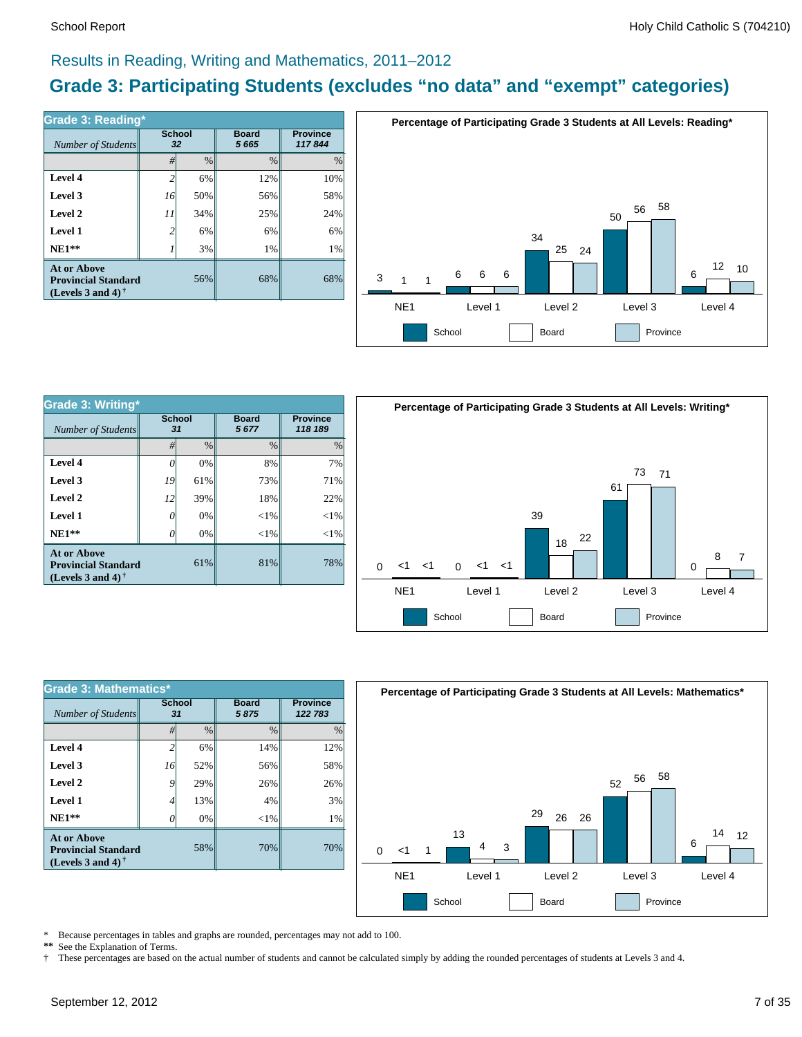## Results in Reading, Writing and Mathematics, 2011–2012

# Grade 3: Participating Students (excludes “no data” and “exempt” categories)

| Grade 3: Reading* | School | | Board | Province |
|---|---|---|---|---|
| *Number of Students* | *32* | | *5 665* | *117 844* |
| | # | % | % | % |
| **Level 4** | *2* | 6% | 12% | 10% |
| **Level 3** | *16* | 50% | 56% | 58% |
| **Level 2** | *11* | 34% | 25% | 24% |
| **Level 1** | *2* | 6% | 6% | 6% |
| **NE1**** | *1* | 3% | 1% | 1% |
| **At or Above Provincial Standard (Levels 3 and 4)†** | | 56% | 68% | 68% |

**Percentage of Participating Grade 3 Students at All Levels: Reading***

NE1: 3, 1, 1
Level 1: 6, 6, 6
Level 2: 34, 25, 24
Level 3: 50, 56, 58
Level 4: 6, 12, 10

School Board Province

| Grade 3: Writing* | School | | Board | Province |
|---|---|---|---|---|
| *Number of Students* | *31* | | *5 677* | *118 189* |
| | # | % | % | % |
| **Level 4** | *0* | 0% | 8% | 7% |
| **Level 3** | *19* | 61% | 73% | 71% |
| **Level 2** | *12* | 39% | 18% | 22% |
| **Level 1** | *0* | 0% | <1% | <1% |
| **NE1**** | *0* | 0% | <1% | <1% |
| **At or Above Provincial Standard (Levels 3 and 4)†** | | 61% | 81% | 78% |

**Percentage of Participating Grade 3 Students at All Levels: Writing***

NE1: 0, <1, <1
Level 1: 0, <1, <1
Level 2: 39, 18, 22
Level 3: 61, 73, 71
Level 4: 0, 8, 7

School Board Province

| Grade 3: Mathematics* | School | | Board | Province |
|---|---|---|---|---|
| *Number of Students* | *31* | | *5 875* | *122 783* |
| | # | % | % | % |
| **Level 4** | *2* | 6% | 14% | 12% |
| **Level 3** | *16* | 52% | 56% | 58% |
| **Level 2** | *9* | 29% | 26% | 26% |
| **Level 1** | *4* | 13% | 4% | 3% |
| **NE1**** | *0* | 0% | <1% | 1% |
| **At or Above Provincial Standard (Levels 3 and 4)†** | | 58% | 70% | 70% |

**Percentage of Participating Grade 3 Students at All Levels: Mathematics***

NE1: 0, <1, 1
Level 1: 13, 4, 3
Level 2: 29, 26, 26
Level 3: 52, 56, 58
Level 4: 6, 14, 12

School Board Province

\* Because percentages in tables and graphs are rounded, percentages may not add to 100.
** See the Explanation of Terms.
† These percentages are based on the actual number of students and cannot be calculated simply by adding the rounded percentages of students at Levels 3 and 4.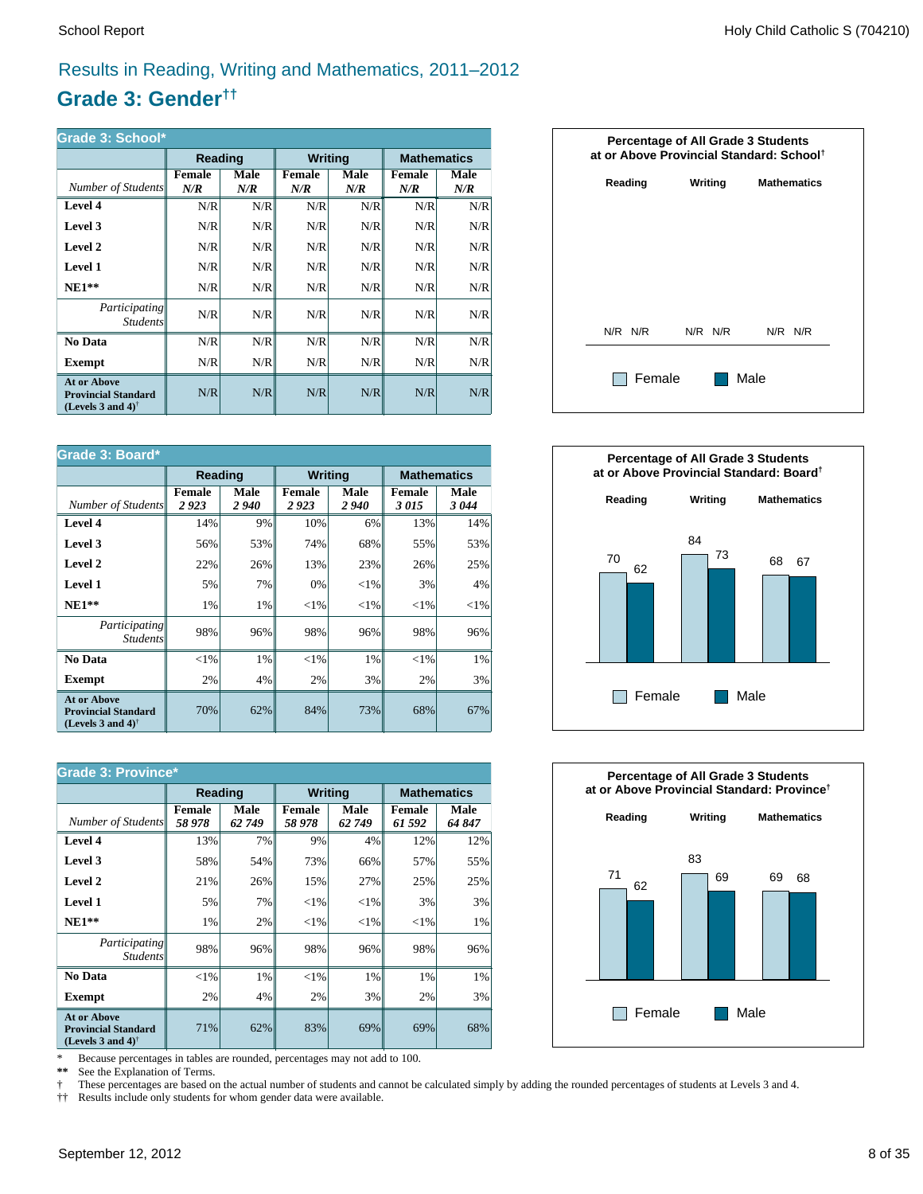# Results in Reading, Writing and Mathematics, 2011–2012

## Grade 3: Gender††

| Grade 3: School* | Reading | | Writing | | Mathematics | |
|---|---|---|---|---|---|---|
| *Number of Students* | Female *N/R* | Male *N/R* | Female *N/R* | Male *N/R* | Female *N/R* | Male *N/R* |
| **Level 4** | N/R | N/R | N/R | N/R | N/R | N/R |
| **Level 3** | N/R | N/R | N/R | N/R | N/R | N/R |
| **Level 2** | N/R | N/R | N/R | N/R | N/R | N/R |
| **Level 1** | N/R | N/R | N/R | N/R | N/R | N/R |
| **NE1**** | N/R | N/R | N/R | N/R | N/R | N/R |
| *Participating Students* | N/R | N/R | N/R | N/R | N/R | N/R |
| **No Data** | N/R | N/R | N/R | N/R | N/R | N/R |
| **Exempt** | N/R | N/R | N/R | N/R | N/R | N/R |
| **At or Above Provincial Standard (Levels 3 and 4)†** | N/R | N/R | N/R | N/R | N/R | N/R |

Percentage of All Grade 3 Students at or Above Provincial Standard: School†

Reading Writing Mathematics

N/R N/R N/R N/R N/R N/R

Female Male

| Grade 3: Board* | Reading | | Writing | | Mathematics | |
|---|---|---|---|---|---|---|
| *Number of Students* | Female *2 923* | Male *2 940* | Female *2 923* | Male *2 940* | Female *3 015* | Male *3 044* |
| **Level 4** | 14% | 9% | 10% | 6% | 13% | 14% |
| **Level 3** | 56% | 53% | 74% | 68% | 55% | 53% |
| **Level 2** | 22% | 26% | 13% | 23% | 26% | 25% |
| **Level 1** | 5% | 7% | 0% | <1% | 3% | 4% |
| **NE1**** | 1% | 1% | <1% | <1% | <1% | <1% |
| *Participating Students* | 98% | 96% | 98% | 96% | 98% | 96% |
| **No Data** | <1% | 1% | <1% | 1% | <1% | 1% |
| **Exempt** | 2% | 4% | 2% | 3% | 2% | 3% |
| **At or Above Provincial Standard (Levels 3 and 4)†** | 70% | 62% | 84% | 73% | 68% | 67% |

Percentage of All Grade 3 Students at or Above Provincial Standard: Board†

Reading Writing Mathematics

70 62 84 73 68 67

Female Male

| Grade 3: Province* | Reading | | Writing | | Mathematics | |
|---|---|---|---|---|---|---|
| *Number of Students* | Female *58 978* | Male *62 749* | Female *58 978* | Male *62 749* | Female *61 592* | Male *64 847* |
| **Level 4** | 13% | 7% | 9% | 4% | 12% | 12% |
| **Level 3** | 58% | 54% | 73% | 66% | 57% | 55% |
| **Level 2** | 21% | 26% | 15% | 27% | 25% | 25% |
| **Level 1** | 5% | 7% | <1% | <1% | 3% | 3% |
| **NE1**** | 1% | 2% | <1% | <1% | <1% | 1% |
| *Participating Students* | 98% | 96% | 98% | 96% | 98% | 96% |
| **No Data** | <1% | 1% | <1% | 1% | 1% | 1% |
| **Exempt** | 2% | 4% | 2% | 3% | 2% | 3% |
| **At or Above Provincial Standard (Levels 3 and 4)†** | 71% | 62% | 83% | 69% | 69% | 68% |

Percentage of All Grade 3 Students at or Above Provincial Standard: Province†

Reading Writing Mathematics

71 62 83 69 69 68

Female Male

\* Because percentages in tables are rounded, percentages may not add to 100.

** See the Explanation of Terms.

† These percentages are based on the actual number of students and cannot be calculated simply by adding the rounded percentages of students at Levels 3 and 4.

†† Results include only students for whom gender data were available.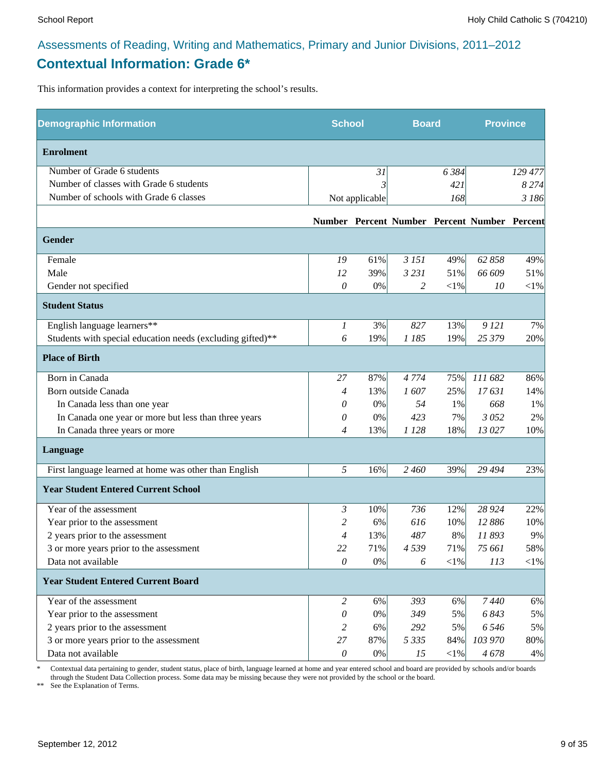Assessments of Reading, Writing and Mathematics, Primary and Junior Divisions, 2011–2012

## Contextual Information: Grade 6*

This information provides a context for interpreting the school's results.

| Demographic Information | School | | Board | | Province | |
|---|---|---|---|---|---|---|
| **Enrolment** | | | | | | |
| Number of Grade 6 students | | 31 | | 6 384 | | 129 477 |
| Number of classes with Grade 6 students | | 3 | | 421 | | 8 274 |
| Number of schools with Grade 6 classes | | Not applicable | | 168 | | 3 186 |
| | **Number** | **Percent** | **Number** | **Percent** | **Number** | **Percent** |
| **Gender** | | | | | | |
| Female | 19 | 61% | 3 151 | 49% | 62 858 | 49% |
| Male | 12 | 39% | 3 231 | 51% | 66 609 | 51% |
| Gender not specified | 0 | 0% | 2 | <1% | 10 | <1% |
| **Student Status** | | | | | | |
| English language learners** | 1 | 3% | 827 | 13% | 9 121 | 7% |
| Students with special education needs (excluding gifted)** | 6 | 19% | 1 185 | 19% | 25 379 | 20% |
| **Place of Birth** | | | | | | |
| Born in Canada | 27 | 87% | 4 774 | 75% | 111 682 | 86% |
| Born outside Canada | 4 | 13% | 1 607 | 25% | 17 631 | 14% |
| In Canada less than one year | 0 | 0% | 54 | 1% | 668 | 1% |
| In Canada one year or more but less than three years | 0 | 0% | 423 | 7% | 3 052 | 2% |
| In Canada three years or more | 4 | 13% | 1 128 | 18% | 13 027 | 10% |
| **Language** | | | | | | |
| First language learned at home was other than English | 5 | 16% | 2 460 | 39% | 29 494 | 23% |
| **Year Student Entered Current School** | | | | | | |
| Year of the assessment | 3 | 10% | 736 | 12% | 28 924 | 22% |
| Year prior to the assessment | 2 | 6% | 616 | 10% | 12 886 | 10% |
| 2 years prior to the assessment | 4 | 13% | 487 | 8% | 11 893 | 9% |
| 3 or more years prior to the assessment | 22 | 71% | 4 539 | 71% | 75 661 | 58% |
| Data not available | 0 | 0% | 6 | <1% | 113 | <1% |
| **Year Student Entered Current Board** | | | | | | |
| Year of the assessment | 2 | 6% | 393 | 6% | 7 440 | 6% |
| Year prior to the assessment | 0 | 0% | 349 | 5% | 6 843 | 5% |
| 2 years prior to the assessment | 2 | 6% | 292 | 5% | 6 546 | 5% |
| 3 or more years prior to the assessment | 27 | 87% | 5 335 | 84% | 103 970 | 80% |
| Data not available | 0 | 0% | 15 | <1% | 4 678 | 4% |

\* Contextual data pertaining to gender, student status, place of birth, language learned at home and year entered school and board are provided by schools and/or boards through the Student Data Collection process. Some data may be missing because they were not provided by the school or the board.

\*\* See the Explanation of Terms.

September 12, 2012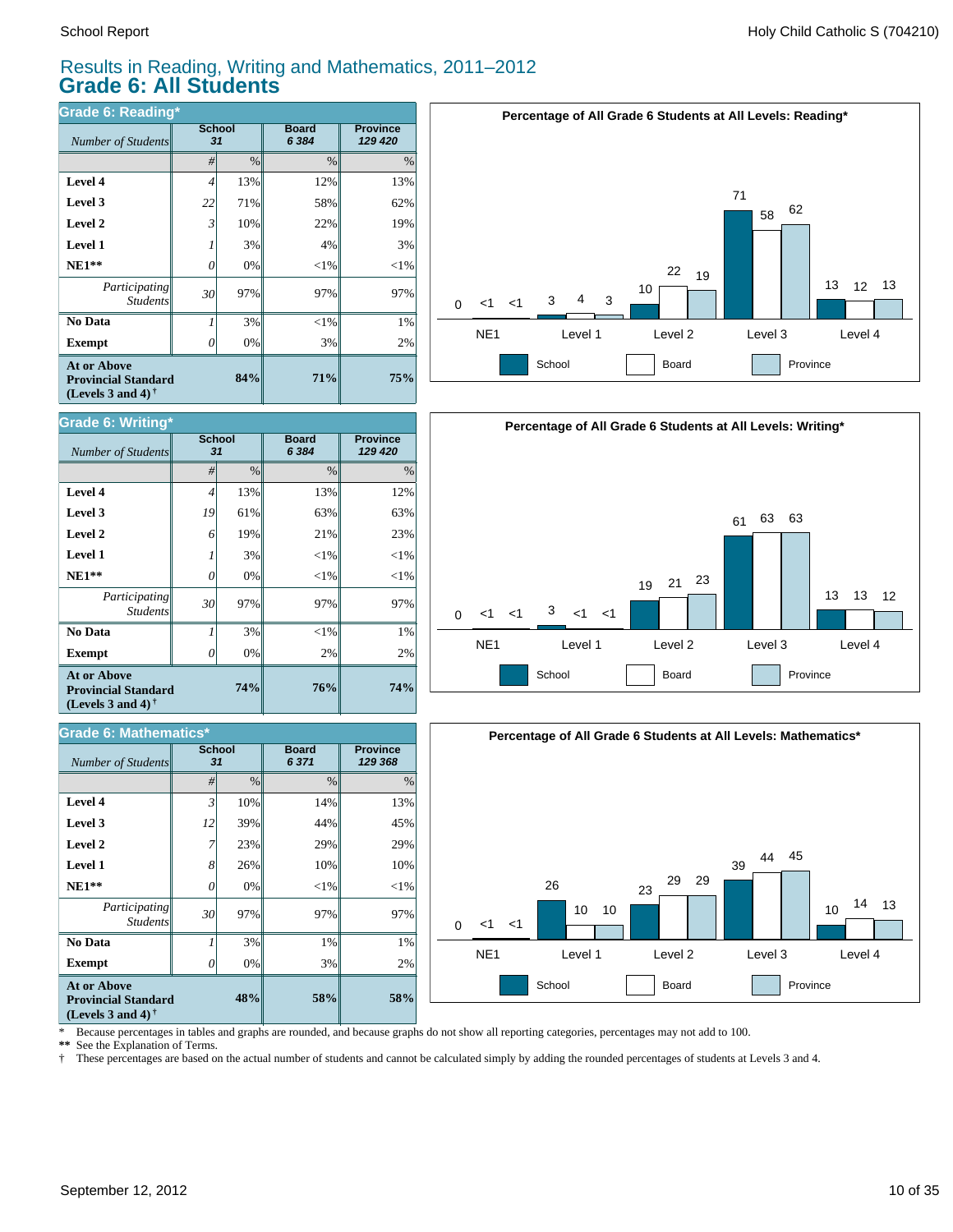# Results in Reading, Writing and Mathematics, 2011–2012
## Grade 6: All Students

### Grade 6: Reading*

| *Number of Students* | School 31 | | Board 6 384 | Province 129 420 |
|---|---|---|---|---|
| | # | % | % | % |
| **Level 4** | 4 | 13% | 12% | 13% |
| **Level 3** | 22 | 71% | 58% | 62% |
| **Level 2** | 3 | 10% | 22% | 19% |
| **Level 1** | 1 | 3% | 4% | 3% |
| **NE1**** | 0 | 0% | <1% | <1% |
| *Participating Students* | 30 | 97% | 97% | 97% |
| **No Data** | 1 | 3% | <1% | 1% |
| **Exempt** | 0 | 0% | 3% | 2% |
| **At or Above Provincial Standard (Levels 3 and 4)** † | | **84%** | **71%** | **75%** |

**Percentage of All Grade 6 Students at All Levels: Reading***

0 <1 <1 3 4 3 10 22 19 71 58 62 13 12 13

NE1 Level 1 Level 2 Level 3 Level 4

School Board Province

### Grade 6: Writing*

| *Number of Students* | School 31 | | Board 6 384 | Province 129 420 |
|---|---|---|---|---|
| | # | % | % | % |
| **Level 4** | 4 | 13% | 13% | 12% |
| **Level 3** | 19 | 61% | 63% | 63% |
| **Level 2** | 6 | 19% | 21% | 23% |
| **Level 1** | 1 | 3% | <1% | <1% |
| **NE1**** | 0 | 0% | <1% | <1% |
| *Participating Students* | 30 | 97% | 97% | 97% |
| **No Data** | 1 | 3% | <1% | 1% |
| **Exempt** | 0 | 0% | 2% | 2% |
| **At or Above Provincial Standard (Levels 3 and 4)** † | | **74%** | **76%** | **74%** |

**Percentage of All Grade 6 Students at All Levels: Writing***

0 <1 <1 3 <1 <1 19 21 23 61 63 63 13 13 12

NE1 Level 1 Level 2 Level 3 Level 4

School Board Province

### Grade 6: Mathematics*

| *Number of Students* | School 31 | | Board 6 371 | Province 129 368 |
|---|---|---|---|---|
| | # | % | % | % |
| **Level 4** | 3 | 10% | 14% | 13% |
| **Level 3** | 12 | 39% | 44% | 45% |
| **Level 2** | 7 | 23% | 29% | 29% |
| **Level 1** | 8 | 26% | 10% | 10% |
| **NE1**** | 0 | 0% | <1% | <1% |
| *Participating Students* | 30 | 97% | 97% | 97% |
| **No Data** | 1 | 3% | 1% | 1% |
| **Exempt** | 0 | 0% | 3% | 2% |
| **At or Above Provincial Standard (Levels 3 and 4)** † | | **48%** | **58%** | **58%** |

**Percentage of All Grade 6 Students at All Levels: Mathematics***

0 <1 <1 26 10 10 23 29 29 39 44 45 10 14 13

NE1 Level 1 Level 2 Level 3 Level 4

School Board Province

\* Because percentages in tables and graphs are rounded, and because graphs do not show all reporting categories, percentages may not add to 100.

** See the Explanation of Terms.

† These percentages are based on the actual number of students and cannot be calculated simply by adding the rounded percentages of students at Levels 3 and 4.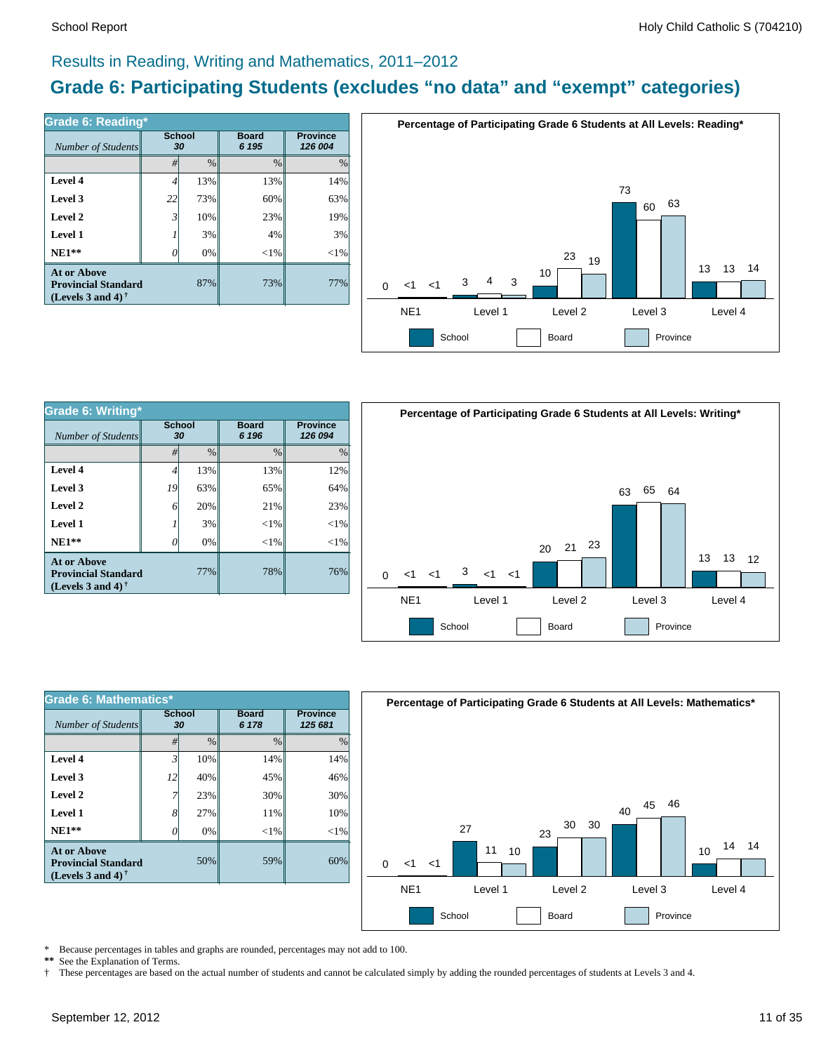## Results in Reading, Writing and Mathematics, 2011–2012

# Grade 6: Participating Students (excludes “no data” and “exempt” categories)

| Grade 6: Reading* | School 30 | | Board 6 195 | Province 126 004 |
|---|---|---|---|---|
| *Number of Students* | # | % | % | % |
| **Level 4** | 4 | 13% | 13% | 14% |
| **Level 3** | 22 | 73% | 60% | 63% |
| **Level 2** | 3 | 10% | 23% | 19% |
| **Level 1** | 1 | 3% | 4% | 3% |
| **NE1**** | 0 | 0% | <1% | <1% |
| **At or Above Provincial Standard (Levels 3 and 4)** † | | 87% | 73% | 77% |

Percentage of Participating Grade 6 Students at All Levels: Reading*

NE1: 0 <1 <1
Level 1: 3 4 3
Level 2: 10 23 19
Level 3: 73 60 63
Level 4: 13 13 14

School Board Province

| Grade 6: Writing* | School 30 | | Board 6 196 | Province 126 094 |
|---|---|---|---|---|
| *Number of Students* | # | % | % | % |
| **Level 4** | 4 | 13% | 13% | 12% |
| **Level 3** | 19 | 63% | 65% | 64% |
| **Level 2** | 6 | 20% | 21% | 23% |
| **Level 1** | 1 | 3% | <1% | <1% |
| **NE1**** | 0 | 0% | <1% | <1% |
| **At or Above Provincial Standard (Levels 3 and 4)** † | | 77% | 78% | 76% |

Percentage of Participating Grade 6 Students at All Levels: Writing*

NE1: 0 <1 <1
Level 1: 3 <1 <1
Level 2: 20 21 23
Level 3: 63 65 64
Level 4: 13 13 12

School Board Province

| Grade 6: Mathematics* | School 30 | | Board 6 178 | Province 125 681 |
|---|---|---|---|---|
| *Number of Students* | # | % | % | % |
| **Level 4** | 3 | 10% | 14% | 14% |
| **Level 3** | 12 | 40% | 45% | 46% |
| **Level 2** | 7 | 23% | 30% | 30% |
| **Level 1** | 8 | 27% | 11% | 10% |
| **NE1**** | 0 | 0% | <1% | <1% |
| **At or Above Provincial Standard (Levels 3 and 4)** † | | 50% | 59% | 60% |

Percentage of Participating Grade 6 Students at All Levels: Mathematics*

NE1: 0 <1 <1
Level 1: 27 11 10
Level 2: 23 30 30
Level 3: 40 45 46
Level 4: 10 14 14

School Board Province

\* Because percentages in tables and graphs are rounded, percentages may not add to 100.
** See the Explanation of Terms.
† These percentages are based on the actual number of students and cannot be calculated simply by adding the rounded percentages of students at Levels 3 and 4.

September 12, 2012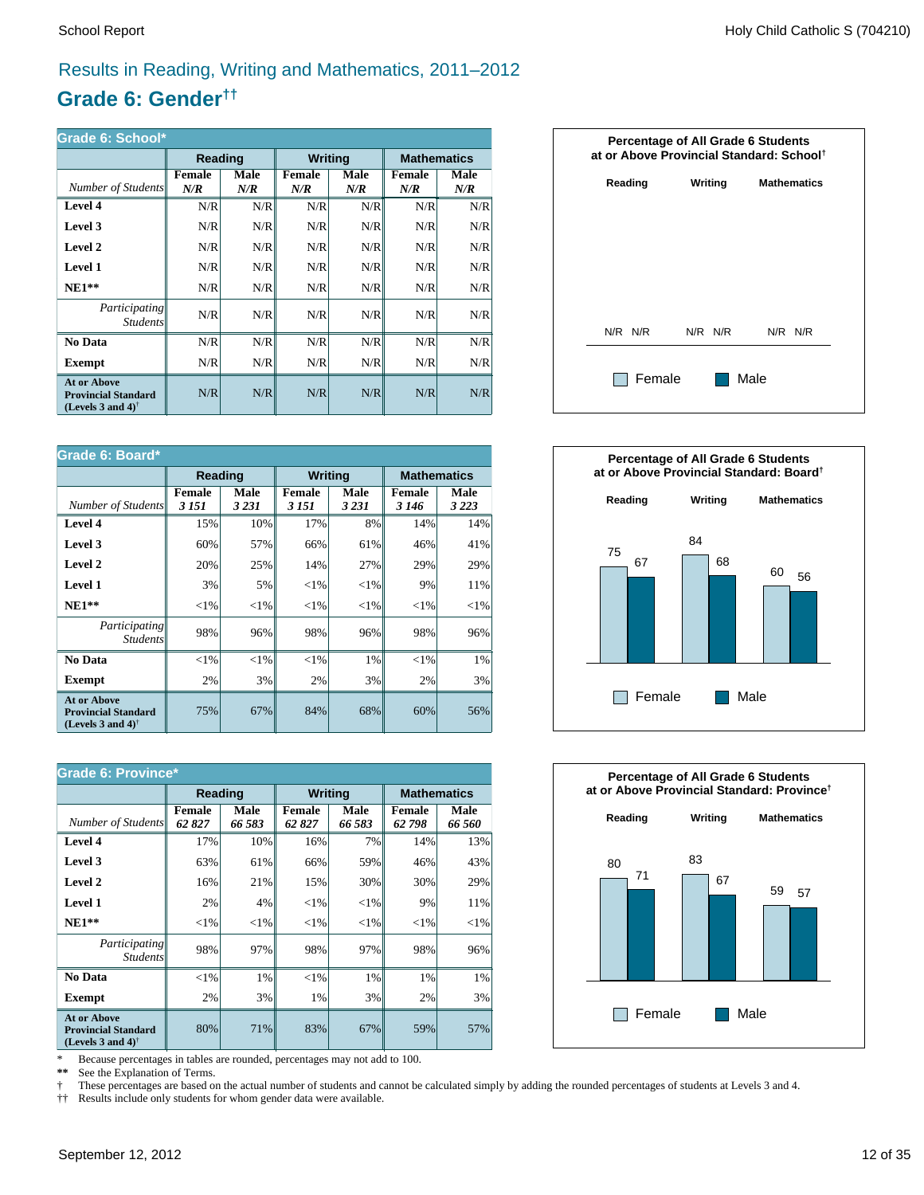# Results in Reading, Writing and Mathematics, 2011–2012

## Grade 6: Gender††

**Grade 6: School***

| | Reading | | Writing | | Mathematics | |
|---|---|---|---|---|---|---|
| *Number of Students* | Female *N/R* | Male *N/R* | Female *N/R* | Male *N/R* | Female *N/R* | Male *N/R* |
| **Level 4** | N/R | N/R | N/R | N/R | N/R | N/R |
| **Level 3** | N/R | N/R | N/R | N/R | N/R | N/R |
| **Level 2** | N/R | N/R | N/R | N/R | N/R | N/R |
| **Level 1** | N/R | N/R | N/R | N/R | N/R | N/R |
| **NE1**** | N/R | N/R | N/R | N/R | N/R | N/R |
| *Participating Students* | N/R | N/R | N/R | N/R | N/R | N/R |
| **No Data** | N/R | N/R | N/R | N/R | N/R | N/R |
| **Exempt** | N/R | N/R | N/R | N/R | N/R | N/R |
| **At or Above Provincial Standard (Levels 3 and 4)†** | N/R | N/R | N/R | N/R | N/R | N/R |

Percentage of All Grade 6 Students at or Above Provincial Standard: School†

Reading Writing Mathematics

N/R N/R N/R N/R N/R N/R

Female Male

**Grade 6: Board***

| | Reading | | Writing | | Mathematics | |
|---|---|---|---|---|---|---|
| *Number of Students* | Female *3 151* | Male *3 231* | Female *3 151* | Male *3 231* | Female *3 146* | Male *3 223* |
| **Level 4** | 15% | 10% | 17% | 8% | 14% | 14% |
| **Level 3** | 60% | 57% | 66% | 61% | 46% | 41% |
| **Level 2** | 20% | 25% | 14% | 27% | 29% | 29% |
| **Level 1** | 3% | 5% | <1% | <1% | 9% | 11% |
| **NE1**** | <1% | <1% | <1% | <1% | <1% | <1% |
| *Participating Students* | 98% | 96% | 98% | 96% | 98% | 96% |
| **No Data** | <1% | <1% | <1% | 1% | <1% | 1% |
| **Exempt** | 2% | 3% | 2% | 3% | 2% | 3% |
| **At or Above Provincial Standard (Levels 3 and 4)†** | 75% | 67% | 84% | 68% | 60% | 56% |

Percentage of All Grade 6 Students at or Above Provincial Standard: Board†

Reading Writing Mathematics

75 67 84 68 60 56

Female Male

**Grade 6: Province***

| | Reading | | Writing | | Mathematics | |
|---|---|---|---|---|---|---|
| *Number of Students* | Female *62 827* | Male *66 583* | Female *62 827* | Male *66 583* | Female *62 798* | Male *66 560* |
| **Level 4** | 17% | 10% | 16% | 7% | 14% | 13% |
| **Level 3** | 63% | 61% | 66% | 59% | 46% | 43% |
| **Level 2** | 16% | 21% | 15% | 30% | 30% | 29% |
| **Level 1** | 2% | 4% | <1% | <1% | 9% | 11% |
| **NE1**** | <1% | <1% | <1% | <1% | <1% | <1% |
| *Participating Students* | 98% | 97% | 98% | 97% | 98% | 96% |
| **No Data** | <1% | 1% | <1% | 1% | 1% | 1% |
| **Exempt** | 2% | 3% | 1% | 3% | 2% | 3% |
| **At or Above Provincial Standard (Levels 3 and 4)†** | 80% | 71% | 83% | 67% | 59% | 57% |

Percentage of All Grade 6 Students at or Above Provincial Standard: Province†

Reading Writing Mathematics

80 71 83 67 59 57

Female Male

\* Because percentages in tables are rounded, percentages may not add to 100.
** See the Explanation of Terms.
† These percentages are based on the actual number of students and cannot be calculated simply by adding the rounded percentages of students at Levels 3 and 4.
†† Results include only students for whom gender data were available.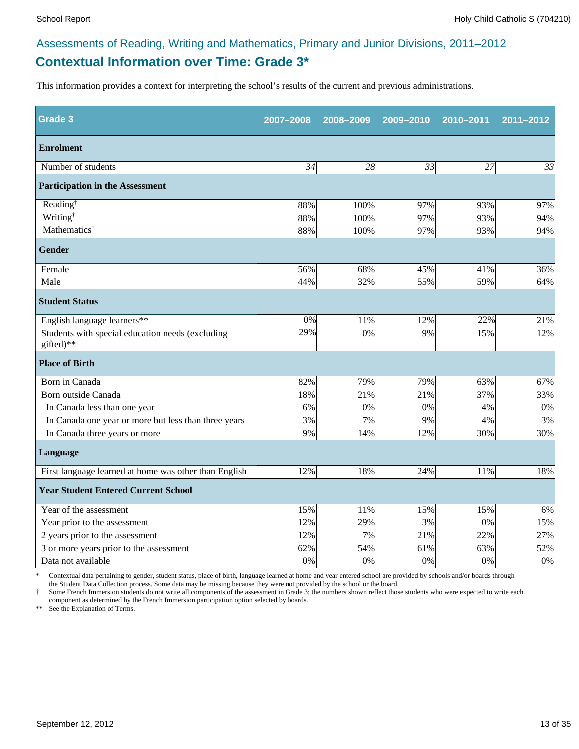## Assessments of Reading, Writing and Mathematics, Primary and Junior Divisions, 2011–2012

# Contextual Information over Time: Grade 3*

This information provides a context for interpreting the school's results of the current and previous administrations.

| Grade 3 | 2007–2008 | 2008–2009 | 2009–2010 | 2010–2011 | 2011–2012 |
|---|---|---|---|---|---|
| **Enrolment** | | | | | |
| Number of students | *34* | *28* | *33* | *27* | *33* |
| **Participation in the Assessment** | | | | | |
| Reading† | 88% | 100% | 97% | 93% | 97% |
| Writing† | 88% | 100% | 97% | 93% | 94% |
| Mathematics† | 88% | 100% | 97% | 93% | 94% |
| **Gender** | | | | | |
| Female | 56% | 68% | 45% | 41% | 36% |
| Male | 44% | 32% | 55% | 59% | 64% |
| **Student Status** | | | | | |
| English language learners** | 0% | 11% | 12% | 22% | 21% |
| Students with special education needs (excluding gifted)** | 29% | 0% | 9% | 15% | 12% |
| **Place of Birth** | | | | | |
| Born in Canada | 82% | 79% | 79% | 63% | 67% |
| Born outside Canada | 18% | 21% | 21% | 37% | 33% |
| In Canada less than one year | 6% | 0% | 0% | 4% | 0% |
| In Canada one year or more but less than three years | 3% | 7% | 9% | 4% | 3% |
| In Canada three years or more | 9% | 14% | 12% | 30% | 30% |
| **Language** | | | | | |
| First language learned at home was other than English | 12% | 18% | 24% | 11% | 18% |
| **Year Student Entered Current School** | | | | | |
| Year of the assessment | 15% | 11% | 15% | 15% | 6% |
| Year prior to the assessment | 12% | 29% | 3% | 0% | 15% |
| 2 years prior to the assessment | 12% | 7% | 21% | 22% | 27% |
| 3 or more years prior to the assessment | 62% | 54% | 61% | 63% | 52% |
| Data not available | 0% | 0% | 0% | 0% | 0% |

\* Contextual data pertaining to gender, student status, place of birth, language learned at home and year entered school are provided by schools and/or boards through the Student Data Collection process. Some data may be missing because they were not provided by the school or the board.

† Some French Immersion students do not write all components of the assessment in Grade 3; the numbers shown reflect those students who were expected to write each component as determined by the French Immersion participation option selected by boards.

** See the Explanation of Terms.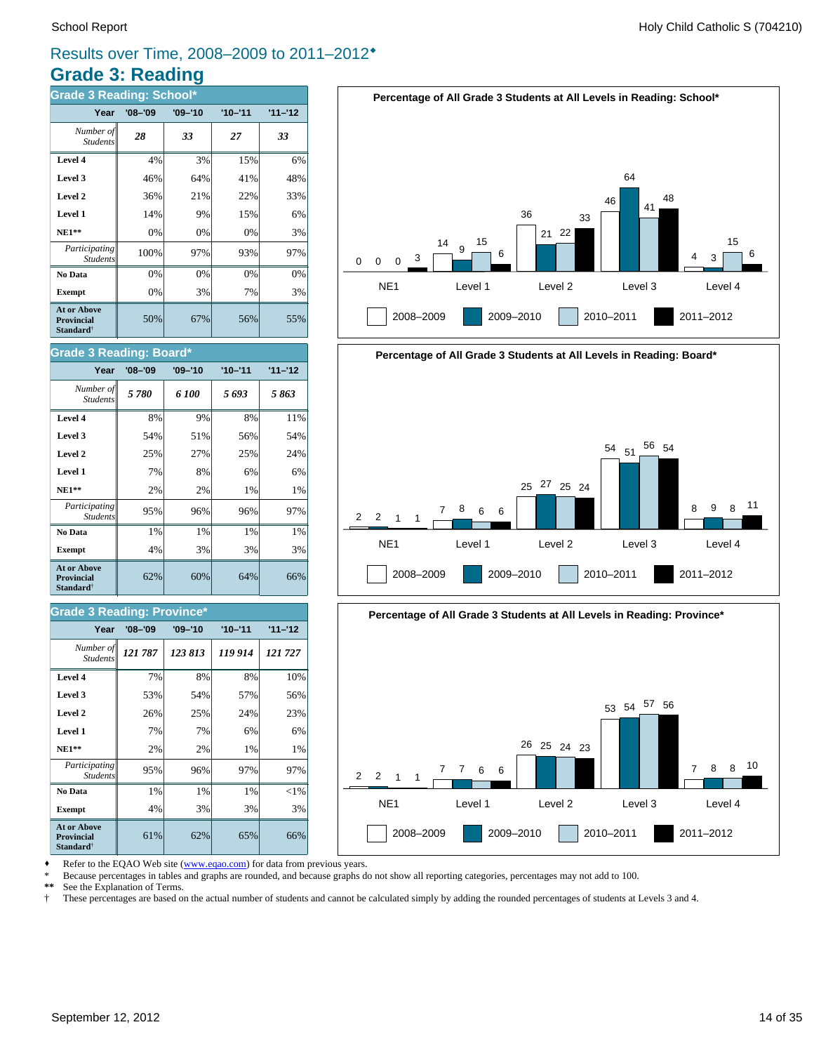## Results over Time, 2008–2009 to 2011–2012♦

# Grade 3: Reading

### Grade 3 Reading: School*

| Year | '08–'09 | '09–'10 | '10–'11 | '11–'12 |
|---|---|---|---|---|
| *Number of Students* | *28* | *33* | *27* | *33* |
| **Level 4** | 4% | 3% | 15% | 6% |
| **Level 3** | 46% | 64% | 41% | 48% |
| **Level 2** | 36% | 21% | 22% | 33% |
| **Level 1** | 14% | 9% | 15% | 6% |
| **NE1**** | 0% | 0% | 0% | 3% |
| *Participating Students* | 100% | 97% | 93% | 97% |
| **No Data** | 0% | 0% | 0% | 0% |
| **Exempt** | 0% | 3% | 7% | 3% |
| **At or Above Provincial Standard†** | 50% | 67% | 56% | 55% |

Percentage of All Grade 3 Students at All Levels in Reading: School*

0 0 0 3
14 9 15 6
36 21 22 33
46 64 41 48
4 3 15 6

NE1 Level 1 Level 2 Level 3 Level 4

2008–2009 2009–2010 2010–2011 2011–2012

### Grade 3 Reading: Board*

| Year | '08–'09 | '09–'10 | '10–'11 | '11–'12 |
|---|---|---|---|---|
| *Number of Students* | *5 780* | *6 100* | *5 693* | *5 863* |
| **Level 4** | 8% | 9% | 8% | 11% |
| **Level 3** | 54% | 51% | 56% | 54% |
| **Level 2** | 25% | 27% | 25% | 24% |
| **Level 1** | 7% | 8% | 6% | 6% |
| **NE1**** | 2% | 2% | 1% | 1% |
| *Participating Students* | 95% | 96% | 96% | 97% |
| **No Data** | 1% | 1% | 1% | 1% |
| **Exempt** | 4% | 3% | 3% | 3% |
| **At or Above Provincial Standard†** | 62% | 60% | 64% | 66% |

Percentage of All Grade 3 Students at All Levels in Reading: Board*

2 2 1 1
7 8 6 6
25 27 25 24
54 51 56 54
8 9 8 11

NE1 Level 1 Level 2 Level 3 Level 4

2008–2009 2009–2010 2010–2011 2011–2012

### Grade 3 Reading: Province*

| Year | '08–'09 | '09–'10 | '10–'11 | '11–'12 |
|---|---|---|---|---|
| *Number of Students* | *121 787* | *123 813* | *119 914* | *121 727* |
| **Level 4** | 7% | 8% | 8% | 10% |
| **Level 3** | 53% | 54% | 57% | 56% |
| **Level 2** | 26% | 25% | 24% | 23% |
| **Level 1** | 7% | 7% | 6% | 6% |
| **NE1**** | 2% | 2% | 1% | 1% |
| *Participating Students* | 95% | 96% | 97% | 97% |
| **No Data** | 1% | 1% | 1% | <1% |
| **Exempt** | 4% | 3% | 3% | 3% |
| **At or Above Provincial Standard†** | 61% | 62% | 65% | 66% |

Percentage of All Grade 3 Students at All Levels in Reading: Province*

2 2 1 1
7 7 6 6
26 25 24 23
53 54 57 56
7 8 8 10

NE1 Level 1 Level 2 Level 3 Level 4

2008–2009 2009–2010 2010–2011 2011–2012

♦ Refer to the EQAO Web site (www.eqao.com) for data from previous years.
* Because percentages in tables and graphs are rounded, and because graphs do not show all reporting categories, percentages may not add to 100.
** See the Explanation of Terms.
† These percentages are based on the actual number of students and cannot be calculated simply by adding the rounded percentages of students at Levels 3 and 4.

September 12, 2012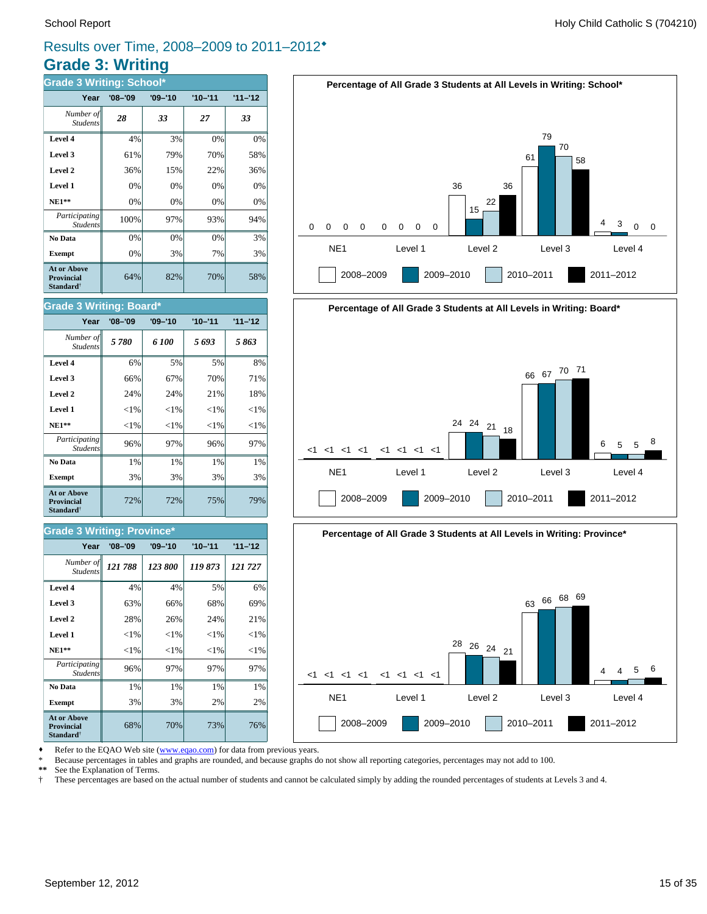# Results over Time, 2008–2009 to 2011–2012♦

## Grade 3: Writing

### Grade 3 Writing: School*

| Year | '08–'09 | '09–'10 | '10–'11 | '11–'12 |
|---|---|---|---|---|
| *Number of Students* | ***28*** | ***33*** | ***27*** | ***33*** |
| **Level 4** | 4% | 3% | 0% | 0% |
| **Level 3** | 61% | 79% | 70% | 58% |
| **Level 2** | 36% | 15% | 22% | 36% |
| **Level 1** | 0% | 0% | 0% | 0% |
| **NE1**** | 0% | 0% | 0% | 0% |
| *Participating Students* | 100% | 97% | 93% | 94% |
| **No Data** | 0% | 0% | 0% | 3% |
| **Exempt** | 0% | 3% | 7% | 3% |
| **At or Above Provincial Standard†** | 64% | 82% | 70% | 58% |

### Grade 3 Writing: Board*

| Year | '08–'09 | '09–'10 | '10–'11 | '11–'12 |
|---|---|---|---|---|
| *Number of Students* | ***5 780*** | ***6 100*** | ***5 693*** | ***5 863*** |
| **Level 4** | 6% | 5% | 5% | 8% |
| **Level 3** | 66% | 67% | 70% | 71% |
| **Level 2** | 24% | 24% | 21% | 18% |
| **Level 1** | <1% | <1% | <1% | <1% |
| **NE1**** | <1% | <1% | <1% | <1% |
| *Participating Students* | 96% | 97% | 96% | 97% |
| **No Data** | 1% | 1% | 1% | 1% |
| **Exempt** | 3% | 3% | 3% | 3% |
| **At or Above Provincial Standard†** | 72% | 72% | 75% | 79% |

### Grade 3 Writing: Province*

| Year | '08–'09 | '09–'10 | '10–'11 | '11–'12 |
|---|---|---|---|---|
| *Number of Students* | ***121 788*** | ***123 800*** | ***119 873*** | ***121 727*** |
| **Level 4** | 4% | 4% | 5% | 6% |
| **Level 3** | 63% | 66% | 68% | 69% |
| **Level 2** | 28% | 26% | 24% | 21% |
| **Level 1** | <1% | <1% | <1% | <1% |
| **NE1**** | <1% | <1% | <1% | <1% |
| *Participating Students* | 96% | 97% | 97% | 97% |
| **No Data** | 1% | 1% | 1% | 1% |
| **Exempt** | 3% | 3% | 2% | 2% |
| **At or Above Provincial Standard†** | 68% | 70% | 73% | 76% |

**Percentage of All Grade 3 Students at All Levels in Writing: School***

0 0 0 0
0 0 0 0
36 15 22 36
61 79 70 58
4 3 0 0

NE1 Level 1 Level 2 Level 3 Level 4

2008–2009 2009–2010 2010–2011 2011–2012

**Percentage of All Grade 3 Students at All Levels in Writing: Board***

<1 <1 <1 <1
<1 <1 <1 <1
24 24 21 18
66 67 70 71
6 5 5 8

NE1 Level 1 Level 2 Level 3 Level 4

2008–2009 2009–2010 2010–2011 2011–2012

**Percentage of All Grade 3 Students at All Levels in Writing: Province***

<1 <1 <1 <1
<1 <1 <1 <1
28 26 24 21
63 66 68 69
4 4 5 6

NE1 Level 1 Level 2 Level 3 Level 4

2008–2009 2009–2010 2010–2011 2011–2012

♦ Refer to the EQAO Web site (www.eqao.com) for data from previous years.
\* Because percentages in tables and graphs are rounded, and because graphs do not show all reporting categories, percentages may not add to 100.
** See the Explanation of Terms.
† These percentages are based on the actual number of students and cannot be calculated simply by adding the rounded percentages of students at Levels 3 and 4.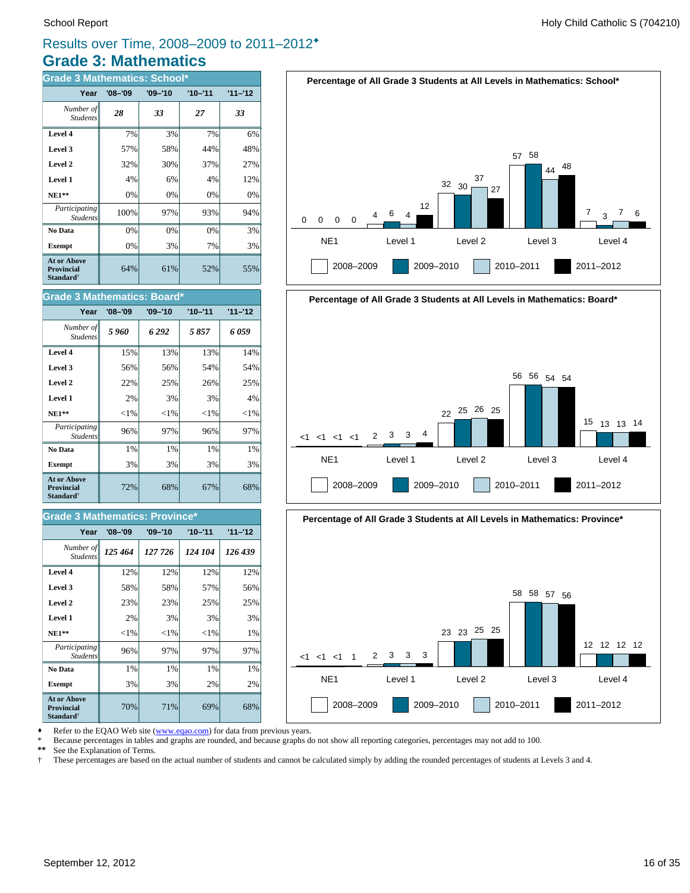## Results over Time, 2008–2009 to 2011–2012♦

# Grade 3: Mathematics

### Grade 3 Mathematics: School*

| Year | '08–'09 | '09–'10 | '10–'11 | '11–'12 |
|---|---|---|---|---|
| *Number of Students* | *28* | *33* | *27* | *33* |
| Level 4 | 7% | 3% | 7% | 6% |
| Level 3 | 57% | 58% | 44% | 48% |
| Level 2 | 32% | 30% | 37% | 27% |
| Level 1 | 4% | 6% | 4% | 12% |
| NE1** | 0% | 0% | 0% | 0% |
| *Participating Students* | 100% | 97% | 93% | 94% |
| No Data | 0% | 0% | 0% | 3% |
| Exempt | 0% | 3% | 7% | 3% |
| At or Above Provincial Standard† | 64% | 61% | 52% | 55% |

### Grade 3 Mathematics: Board*

| Year | '08–'09 | '09–'10 | '10–'11 | '11–'12 |
|---|---|---|---|---|
| *Number of Students* | *5 960* | *6 292* | *5 857* | *6 059* |
| Level 4 | 15% | 13% | 13% | 14% |
| Level 3 | 56% | 56% | 54% | 54% |
| Level 2 | 22% | 25% | 26% | 25% |
| Level 1 | 2% | 3% | 3% | 4% |
| NE1** | <1% | <1% | <1% | <1% |
| *Participating Students* | 96% | 97% | 96% | 97% |
| No Data | 1% | 1% | 1% | 1% |
| Exempt | 3% | 3% | 3% | 3% |
| At or Above Provincial Standard† | 72% | 68% | 67% | 68% |

### Grade 3 Mathematics: Province*

| Year | '08–'09 | '09–'10 | '10–'11 | '11–'12 |
|---|---|---|---|---|
| *Number of Students* | *125 464* | *127 726* | *124 104* | *126 439* |
| Level 4 | 12% | 12% | 12% | 12% |
| Level 3 | 58% | 58% | 57% | 56% |
| Level 2 | 23% | 23% | 25% | 25% |
| Level 1 | 2% | 3% | 3% | 3% |
| NE1** | <1% | <1% | <1% | 1% |
| *Participating Students* | 96% | 97% | 97% | 97% |
| No Data | 1% | 1% | 1% | 1% |
| Exempt | 3% | 3% | 2% | 2% |
| At or Above Provincial Standard† | 70% | 71% | 69% | 68% |

**Percentage of All Grade 3 Students at All Levels in Mathematics: School***

0 0 0 0 | 4 6 4 12 | 32 30 37 27 | 57 58 44 48 | 7 3 7 6

NE1 | Level 1 | Level 2 | Level 3 | Level 4

2008–2009 | 2009–2010 | 2010–2011 | 2011–2012

**Percentage of All Grade 3 Students at All Levels in Mathematics: Board***

<1 <1 <1 <1 | 2 3 3 4 | 22 25 26 25 | 56 56 54 54 | 15 13 13 14

NE1 | Level 1 | Level 2 | Level 3 | Level 4

2008–2009 | 2009–2010 | 2010–2011 | 2011–2012

**Percentage of All Grade 3 Students at All Levels in Mathematics: Province***

<1 <1 <1 1 | 2 3 3 3 | 23 23 25 25 | 58 58 57 56 | 12 12 12 12

NE1 | Level 1 | Level 2 | Level 3 | Level 4

2008–2009 | 2009–2010 | 2010–2011 | 2011–2012

♦ Refer to the EQAO Web site (www.eqao.com) for data from previous years.

\* Because percentages in tables and graphs are rounded, and because graphs do not show all reporting categories, percentages may not add to 100.

** See the Explanation of Terms.

† These percentages are based on the actual number of students and cannot be calculated simply by adding the rounded percentages of students at Levels 3 and 4.

September 12, 2012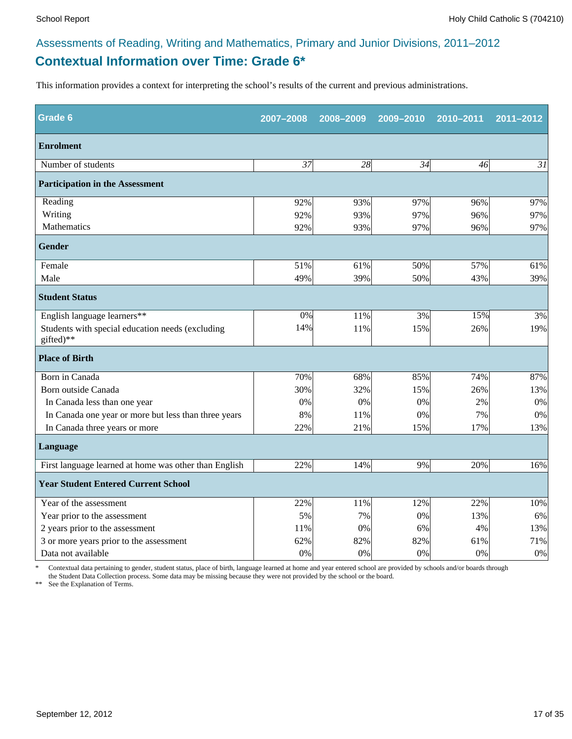Assessments of Reading, Writing and Mathematics, Primary and Junior Divisions, 2011–2012

## Contextual Information over Time: Grade 6*

This information provides a context for interpreting the school's results of the current and previous administrations.

| Grade 6 | 2007–2008 | 2008–2009 | 2009–2010 | 2010–2011 | 2011–2012 |
|---|---|---|---|---|---|
| **Enrolment** | | | | | |
| Number of students | *37* | *28* | *34* | *46* | *31* |
| **Participation in the Assessment** | | | | | |
| Reading | 92% | 93% | 97% | 96% | 97% |
| Writing | 92% | 93% | 97% | 96% | 97% |
| Mathematics | 92% | 93% | 97% | 96% | 97% |
| **Gender** | | | | | |
| Female | 51% | 61% | 50% | 57% | 61% |
| Male | 49% | 39% | 50% | 43% | 39% |
| **Student Status** | | | | | |
| English language learners** | 0% | 11% | 3% | 15% | 3% |
| Students with special education needs (excluding gifted)** | 14% | 11% | 15% | 26% | 19% |
| **Place of Birth** | | | | | |
| Born in Canada | 70% | 68% | 85% | 74% | 87% |
| Born outside Canada | 30% | 32% | 15% | 26% | 13% |
| In Canada less than one year | 0% | 0% | 0% | 2% | 0% |
| In Canada one year or more but less than three years | 8% | 11% | 0% | 7% | 0% |
| In Canada three years or more | 22% | 21% | 15% | 17% | 13% |
| **Language** | | | | | |
| First language learned at home was other than English | 22% | 14% | 9% | 20% | 16% |
| **Year Student Entered Current School** | | | | | |
| Year of the assessment | 22% | 11% | 12% | 22% | 10% |
| Year prior to the assessment | 5% | 7% | 0% | 13% | 6% |
| 2 years prior to the assessment | 11% | 0% | 6% | 4% | 13% |
| 3 or more years prior to the assessment | 62% | 82% | 82% | 61% | 71% |
| Data not available | 0% | 0% | 0% | 0% | 0% |

\* Contextual data pertaining to gender, student status, place of birth, language learned at home and year entered school are provided by schools and/or boards through the Student Data Collection process. Some data may be missing because they were not provided by the school or the board.

\*\* See the Explanation of Terms.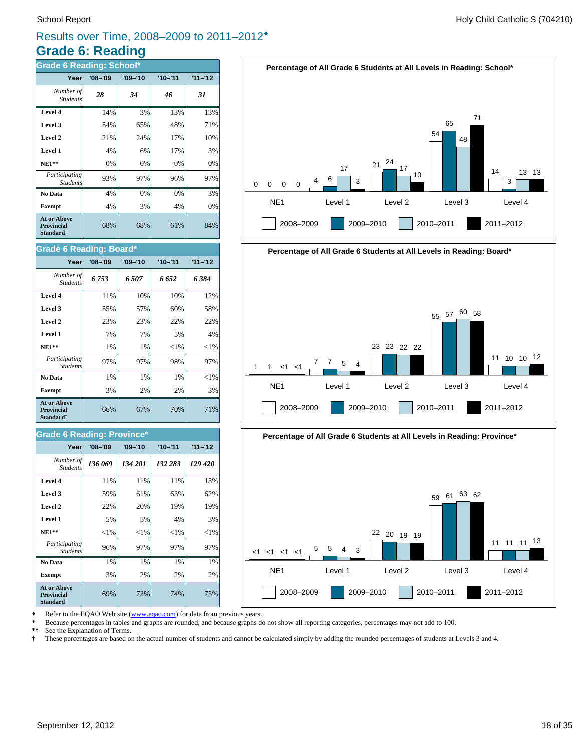## Results over Time, 2008–2009 to 2011–2012♦

# Grade 6: Reading

| Grade 6 Reading: School* | | | | |
|---|---|---|---|---|
| Year | '08–'09 | '09–'10 | '10–'11 | '11–'12 |
| *Number of Students* | ***28*** | ***34*** | ***46*** | ***31*** |
| **Level 4** | 14% | 3% | 13% | 13% |
| **Level 3** | 54% | 65% | 48% | 71% |
| **Level 2** | 21% | 24% | 17% | 10% |
| **Level 1** | 4% | 6% | 17% | 3% |
| **NE1**** | 0% | 0% | 0% | 0% |
| *Participating Students* | 93% | 97% | 96% | 97% |
| **No Data** | 4% | 0% | 0% | 3% |
| **Exempt** | 4% | 3% | 4% | 0% |
| **At or Above Provincial Standard**† | 68% | 68% | 61% | 84% |

**Percentage of All Grade 6 Students at All Levels in Reading: School***

0 0 0 0 | 4 6 17 3 | 21 24 17 10 | 54 65 48 71 | 14 3 13 13

NE1 Level 1 Level 2 Level 3 Level 4

2008–2009 2009–2010 2010–2011 2011–2012

| Grade 6 Reading: Board* | | | | |
|---|---|---|---|---|
| Year | '08–'09 | '09–'10 | '10–'11 | '11–'12 |
| *Number of Students* | ***6 753*** | ***6 507*** | ***6 652*** | ***6 384*** |
| **Level 4** | 11% | 10% | 10% | 12% |
| **Level 3** | 55% | 57% | 60% | 58% |
| **Level 2** | 23% | 23% | 22% | 22% |
| **Level 1** | 7% | 7% | 5% | 4% |
| **NE1**** | 1% | 1% | <1% | <1% |
| *Participating Students* | 97% | 97% | 98% | 97% |
| **No Data** | 1% | 1% | 1% | <1% |
| **Exempt** | 3% | 2% | 2% | 3% |
| **At or Above Provincial Standard**† | 66% | 67% | 70% | 71% |

**Percentage of All Grade 6 Students at All Levels in Reading: Board***

1 1 <1 <1 | 7 7 5 4 | 23 23 22 22 | 55 57 60 58 | 11 10 10 12

NE1 Level 1 Level 2 Level 3 Level 4

2008–2009 2009–2010 2010–2011 2011–2012

| Grade 6 Reading: Province* | | | | |
|---|---|---|---|---|
| Year | '08–'09 | '09–'10 | '10–'11 | '11–'12 |
| *Number of Students* | ***136 069*** | ***134 201*** | ***132 283*** | ***129 420*** |
| **Level 4** | 11% | 11% | 11% | 13% |
| **Level 3** | 59% | 61% | 63% | 62% |
| **Level 2** | 22% | 20% | 19% | 19% |
| **Level 1** | 5% | 5% | 4% | 3% |
| **NE1**** | <1% | <1% | <1% | <1% |
| *Participating Students* | 96% | 97% | 97% | 97% |
| **No Data** | 1% | 1% | 1% | 1% |
| **Exempt** | 3% | 2% | 2% | 2% |
| **At or Above Provincial Standard**† | 69% | 72% | 74% | 75% |

**Percentage of All Grade 6 Students at All Levels in Reading: Province***

<1 <1 <1 <1 | 5 5 4 3 | 22 20 19 19 | 59 61 63 62 | 11 11 11 13

NE1 Level 1 Level 2 Level 3 Level 4

2008–2009 2009–2010 2010–2011 2011–2012

♦ Refer to the EQAO Web site (www.eqao.com) for data from previous years.
* Because percentages in tables and graphs are rounded, and because graphs do not show all reporting categories, percentages may not add to 100.
** See the Explanation of Terms.
† These percentages are based on the actual number of students and cannot be calculated simply by adding the rounded percentages of students at Levels 3 and 4.

September 12, 2012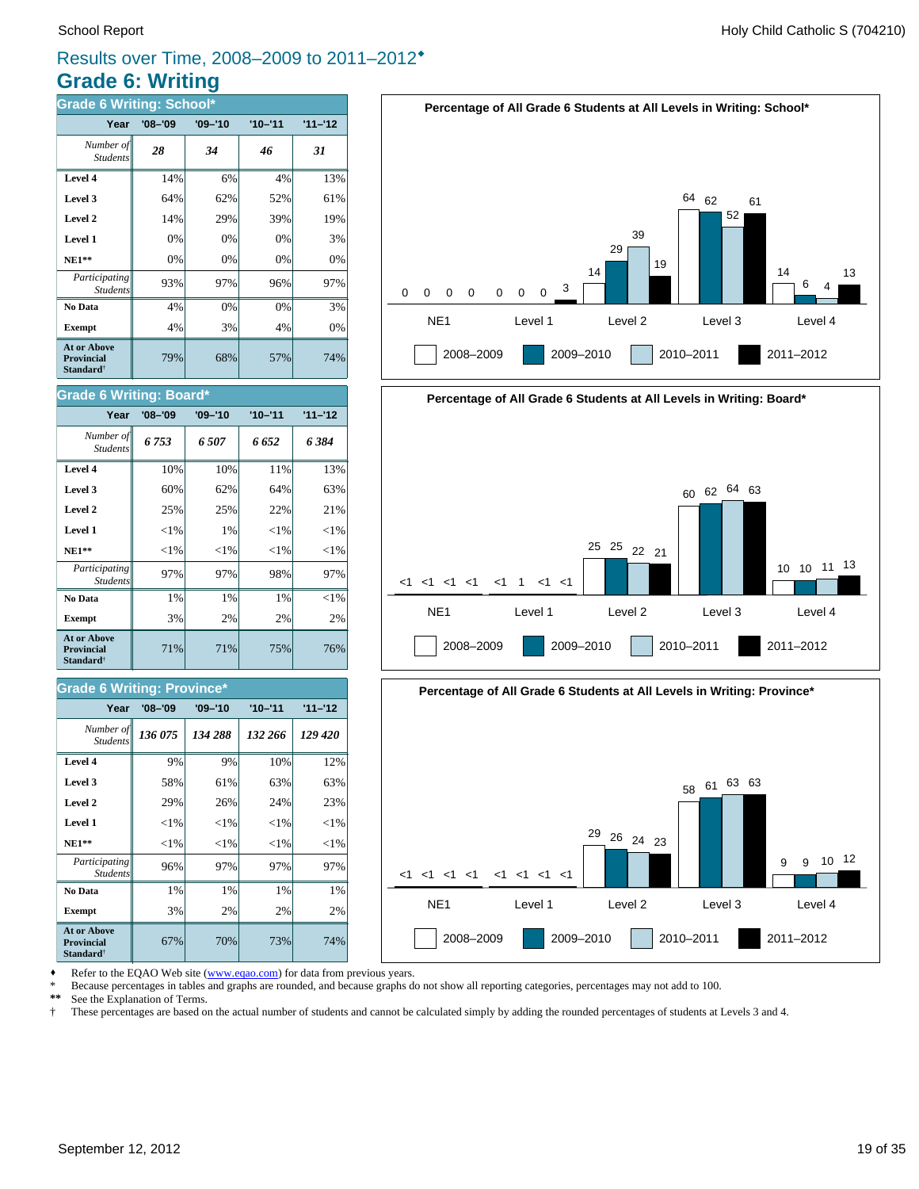# Results over Time, 2008–2009 to 2011–2012♦

## Grade 6: Writing

### Grade 6 Writing: School*

| Year | '08–'09 | '09–'10 | '10–'11 | '11–'12 |
|---|---|---|---|---|
| *Number of Students* | ***28*** | ***34*** | ***46*** | ***31*** |
| **Level 4** | 14% | 6% | 4% | 13% |
| **Level 3** | 64% | 62% | 52% | 61% |
| **Level 2** | 14% | 29% | 39% | 19% |
| **Level 1** | 0% | 0% | 0% | 3% |
| **NE1**** | 0% | 0% | 0% | 0% |
| *Participating Students* | 93% | 97% | 96% | 97% |
| **No Data** | 4% | 0% | 0% | 3% |
| **Exempt** | 4% | 3% | 4% | 0% |
| **At or Above Provincial Standard†** | 79% | 68% | 57% | 74% |

### Grade 6 Writing: Board*

| Year | '08–'09 | '09–'10 | '10–'11 | '11–'12 |
|---|---|---|---|---|
| *Number of Students* | ***6 753*** | ***6 507*** | ***6 652*** | ***6 384*** |
| **Level 4** | 10% | 10% | 11% | 13% |
| **Level 3** | 60% | 62% | 64% | 63% |
| **Level 2** | 25% | 25% | 22% | 21% |
| **Level 1** | <1% | 1% | <1% | <1% |
| **NE1**** | <1% | <1% | <1% | <1% |
| *Participating Students* | 97% | 97% | 98% | 97% |
| **No Data** | 1% | 1% | 1% | <1% |
| **Exempt** | 3% | 2% | 2% | 2% |
| **At or Above Provincial Standard†** | 71% | 71% | 75% | 76% |

### Grade 6 Writing: Province*

| Year | '08–'09 | '09–'10 | '10–'11 | '11–'12 |
|---|---|---|---|---|
| *Number of Students* | ***136 075*** | ***134 288*** | ***132 266*** | ***129 420*** |
| **Level 4** | 9% | 9% | 10% | 12% |
| **Level 3** | 58% | 61% | 63% | 63% |
| **Level 2** | 29% | 26% | 24% | 23% |
| **Level 1** | <1% | <1% | <1% | <1% |
| **NE1**** | <1% | <1% | <1% | <1% |
| *Participating Students* | 96% | 97% | 97% | 97% |
| **No Data** | 1% | 1% | 1% | 1% |
| **Exempt** | 3% | 2% | 2% | 2% |
| **At or Above Provincial Standard†** | 67% | 70% | 73% | 74% |

**Percentage of All Grade 6 Students at All Levels in Writing: School***

0 0 0 0 | 0 0 0 3 | 14 29 39 19 | 64 62 52 61 | 14 6 4 13

NE1 Level 1 Level 2 Level 3 Level 4

2008–2009 2009–2010 2010–2011 2011–2012

**Percentage of All Grade 6 Students at All Levels in Writing: Board***

<1 <1 <1 <1 | <1 1 <1 <1 | 25 25 22 21 | 60 62 64 63 | 10 10 11 13

NE1 Level 1 Level 2 Level 3 Level 4

2008–2009 2009–2010 2010–2011 2011–2012

**Percentage of All Grade 6 Students at All Levels in Writing: Province***

<1 <1 <1 <1 | <1 <1 <1 <1 | 29 26 24 23 | 58 61 63 63 | 9 9 10 12

NE1 Level 1 Level 2 Level 3 Level 4

2008–2009 2009–2010 2010–2011 2011–2012

♦ Refer to the EQAO Web site (www.eqao.com) for data from previous years.
\* Because percentages in tables and graphs are rounded, and because graphs do not show all reporting categories, percentages may not add to 100.
** See the Explanation of Terms.
† These percentages are based on the actual number of students and cannot be calculated simply by adding the rounded percentages of students at Levels 3 and 4.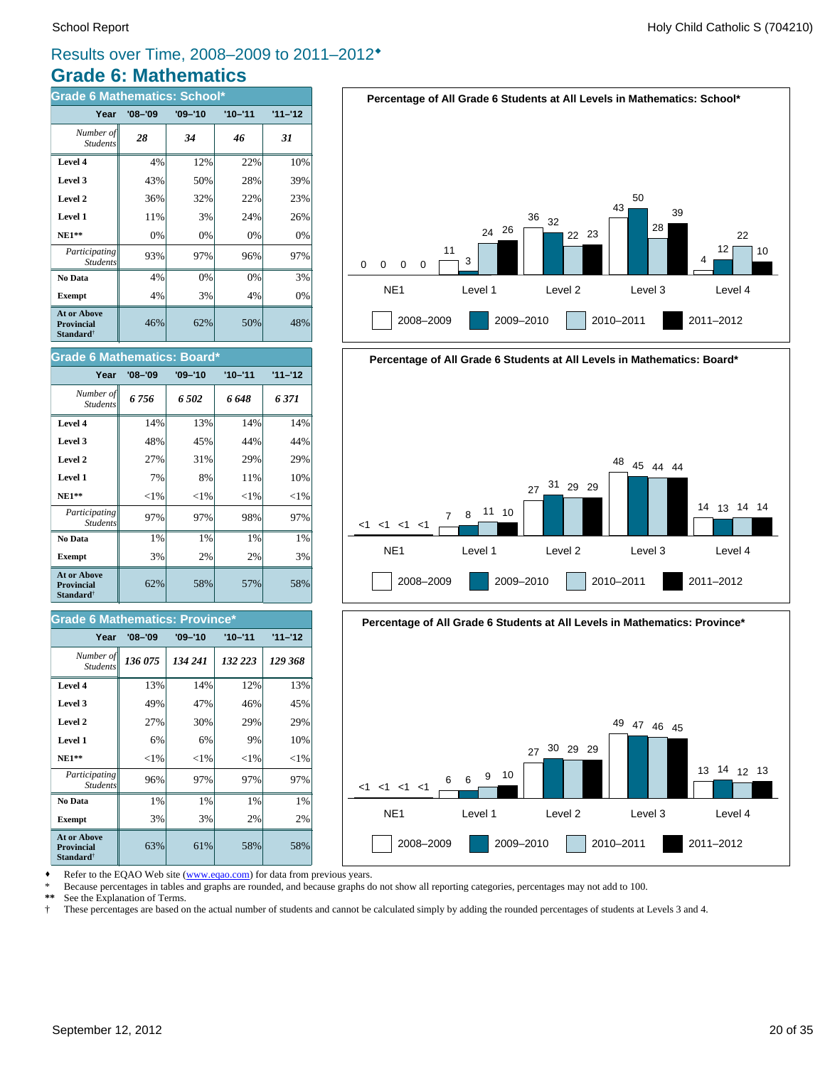## Results over Time, 2008–2009 to 2011–2012♦

# Grade 6: Mathematics

### Grade 6 Mathematics: School*

| Year | '08–'09 | '09–'10 | '10–'11 | '11–'12 |
|---|---|---|---|---|
| *Number of Students* | *28* | *34* | *46* | *31* |
| **Level 4** | 4% | 12% | 22% | 10% |
| **Level 3** | 43% | 50% | 28% | 39% |
| **Level 2** | 36% | 32% | 22% | 23% |
| **Level 1** | 11% | 3% | 24% | 26% |
| **NE1**** | 0% | 0% | 0% | 0% |
| *Participating Students* | 93% | 97% | 96% | 97% |
| **No Data** | 4% | 0% | 0% | 3% |
| **Exempt** | 4% | 3% | 4% | 0% |
| **At or Above Provincial Standard†** | 46% | 62% | 50% | 48% |

**Percentage of All Grade 6 Students at All Levels in Mathematics: School***

NE1: 0 0 0 0
Level 1: 11 3 24 26
Level 2: 36 32 22 23
Level 3: 43 50 28 39
Level 4: 4 12 22 10

2008–2009 2009–2010 2010–2011 2011–2012

### Grade 6 Mathematics: Board*

| Year | '08–'09 | '09–'10 | '10–'11 | '11–'12 |
|---|---|---|---|---|
| *Number of Students* | *6 756* | *6 502* | *6 648* | *6 371* |
| **Level 4** | 14% | 13% | 14% | 14% |
| **Level 3** | 48% | 45% | 44% | 44% |
| **Level 2** | 27% | 31% | 29% | 29% |
| **Level 1** | 7% | 8% | 11% | 10% |
| **NE1**** | <1% | <1% | <1% | <1% |
| *Participating Students* | 97% | 97% | 98% | 97% |
| **No Data** | 1% | 1% | 1% | 1% |
| **Exempt** | 3% | 2% | 2% | 3% |
| **At or Above Provincial Standard†** | 62% | 58% | 57% | 58% |

**Percentage of All Grade 6 Students at All Levels in Mathematics: Board***

NE1: <1 <1 <1 <1
Level 1: 7 8 11 10
Level 2: 27 31 29 29
Level 3: 48 45 44 44
Level 4: 14 13 14 14

2008–2009 2009–2010 2010–2011 2011–2012

### Grade 6 Mathematics: Province*

| Year | '08–'09 | '09–'10 | '10–'11 | '11–'12 |
|---|---|---|---|---|
| *Number of Students* | *136 075* | *134 241* | *132 223* | *129 368* |
| **Level 4** | 13% | 14% | 12% | 13% |
| **Level 3** | 49% | 47% | 46% | 45% |
| **Level 2** | 27% | 30% | 29% | 29% |
| **Level 1** | 6% | 6% | 9% | 10% |
| **NE1**** | <1% | <1% | <1% | <1% |
| *Participating Students* | 96% | 97% | 97% | 97% |
| **No Data** | 1% | 1% | 1% | 1% |
| **Exempt** | 3% | 3% | 2% | 2% |
| **At or Above Provincial Standard†** | 63% | 61% | 58% | 58% |

**Percentage of All Grade 6 Students at All Levels in Mathematics: Province***

NE1: <1 <1 <1 <1
Level 1: 6 6 9 10
Level 2: 27 30 29 29
Level 3: 49 47 46 45
Level 4: 13 14 12 13

2008–2009 2009–2010 2010–2011 2011–2012

♦ Refer to the EQAO Web site (www.eqao.com) for data from previous years.
\* Because percentages in tables and graphs are rounded, and because graphs do not show all reporting categories, percentages may not add to 100.
** See the Explanation of Terms.
† These percentages are based on the actual number of students and cannot be calculated simply by adding the rounded percentages of students at Levels 3 and 4.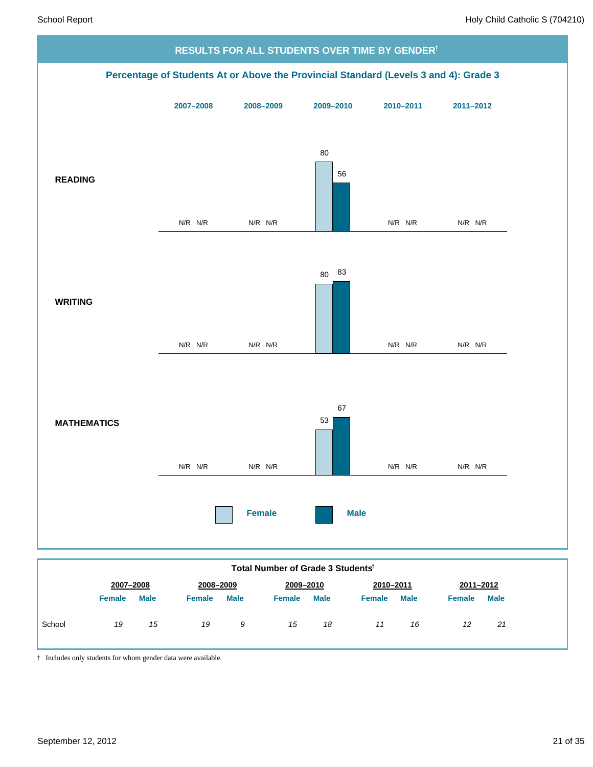## RESULTS FOR ALL STUDENTS OVER TIME BY GENDER†

### Percentage of Students At or Above the Provincial Standard (Levels 3 and 4): Grade 3

2007–2008 2008–2009 2009–2010 2010–2011 2011–2012

**READING**

N/R N/R N/R N/R 80 56 N/R N/R N/R N/R

**WRITING**

N/R N/R N/R N/R 80 83 N/R N/R N/R N/R

**MATHEMATICS**

N/R N/R N/R N/R 53 67 N/R N/R N/R N/R

Female Male

### Total Number of Grade 3 Students†

| | 2007–2008 | | 2008–2009 | | 2009–2010 | | 2010–2011 | | 2011–2012 | |
|---|---|---|---|---|---|---|---|---|---|---|
| | Female | Male | Female | Male | Female | Male | Female | Male | Female | Male |
| School | *19* | *15* | *19* | *9* | *15* | *18* | *11* | *16* | *12* | *21* |

† Includes only students for whom gender data were available.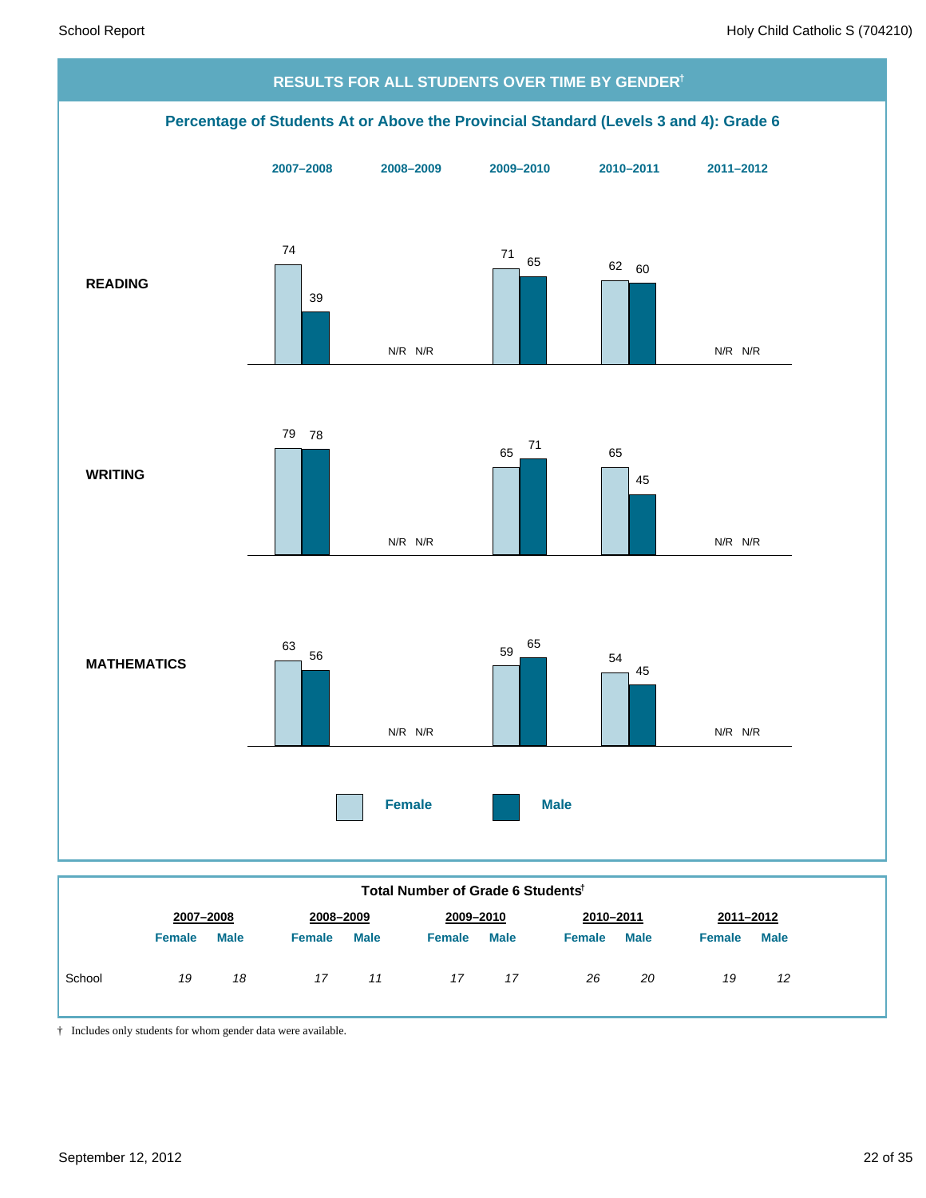## RESULTS FOR ALL STUDENTS OVER TIME BY GENDER†

### Percentage of Students At or Above the Provincial Standard (Levels 3 and 4): Grade 6

2007–2008 2008–2009 2009–2010 2010–2011 2011–2012

**READING**

74 39 N/R N/R 71 65 62 60 N/R N/R

**WRITING**

79 78 N/R N/R 65 71 65 45 N/R N/R

**MATHEMATICS**

63 56 N/R N/R 59 65 54 45 N/R N/R

Female Male

**Total Number of Grade 6 Students†**

| | 2007–2008 | | 2008–2009 | | 2009–2010 | | 2010–2011 | | 2011–2012 | |
|---|---|---|---|---|---|---|---|---|---|---|
| | Female | Male | Female | Male | Female | Male | Female | Male | Female | Male |
| School | *19* | *18* | *17* | *11* | *17* | *17* | *26* | *20* | *19* | *12* |

† Includes only students for whom gender data were available.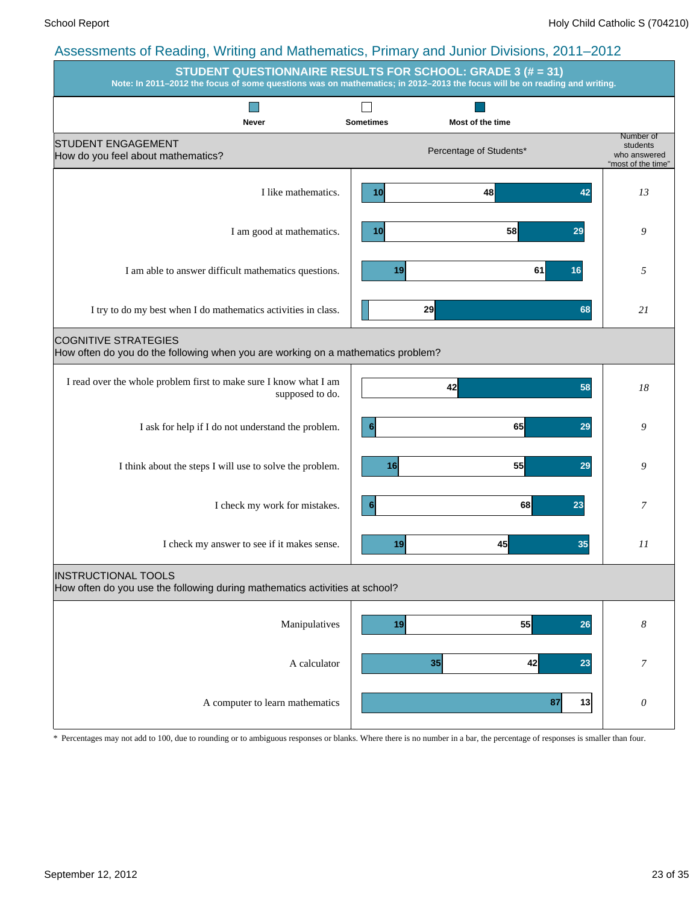## Assessments of Reading, Writing and Mathematics, Primary and Junior Divisions, 2011–2012

**STUDENT QUESTIONNAIRE RESULTS FOR SCHOOL: GRADE 3 (# = 31)**

**Note: In 2011–2012 the focus of some questions was on mathematics; in 2012–2013 the focus will be on reading and writing.**

Never | Sometimes | Most of the time

STUDENT ENGAGEMENT
How do you feel about mathematics?

Percentage of Students*

Number of students who answered "most of the time"

I like mathematics. 10 48 42 *13*

I am good at mathematics. 10 58 29 *9*

I am able to answer difficult mathematics questions. 19 61 16 *5*

I try to do my best when I do mathematics activities in class. 29 68 *21*

COGNITIVE STRATEGIES
How often do you do the following when you are working on a mathematics problem?

I read over the whole problem first to make sure I know what I am supposed to do. 42 58 *18*

I ask for help if I do not understand the problem. 6 65 29 *9*

I think about the steps I will use to solve the problem. 16 55 29 *9*

I check my work for mistakes. 6 68 23 *7*

I check my answer to see if it makes sense. 19 45 35 *11*

INSTRUCTIONAL TOOLS
How often do you use the following during mathematics activities at school?

Manipulatives 19 55 26 *8*

A calculator 35 42 23 *7*

A computer to learn mathematics 87 13 *0*

\* Percentages may not add to 100, due to rounding or to ambiguous responses or blanks. Where there is no number in a bar, the percentage of responses is smaller than four.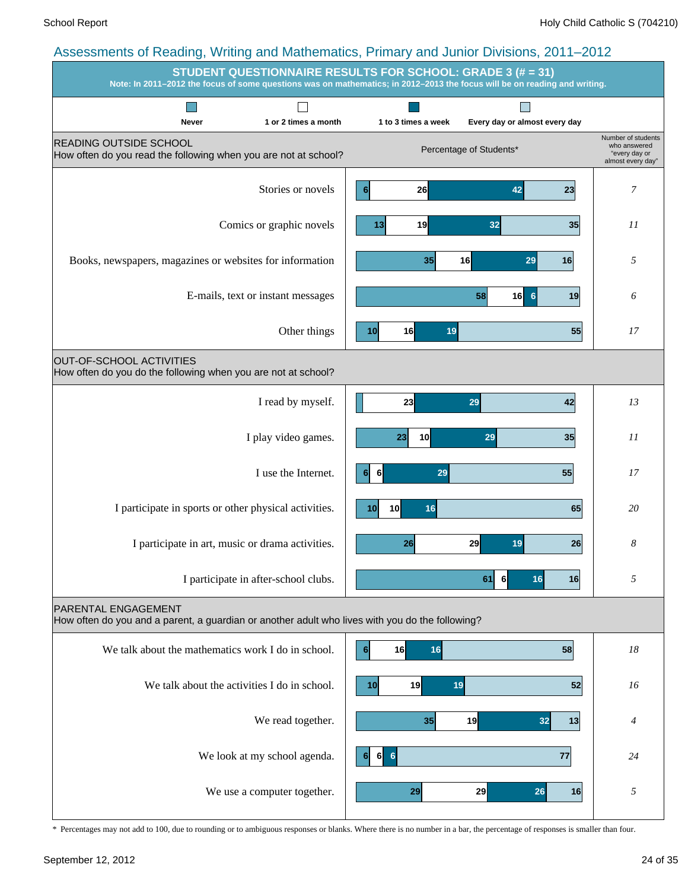## Assessments of Reading, Writing and Mathematics, Primary and Junior Divisions, 2011–2012

**STUDENT QUESTIONNAIRE RESULTS FOR SCHOOL: GRADE 3 (# = 31)**

**Note: In 2011–2012 the focus of some questions was on mathematics; in 2012–2013 the focus will be on reading and writing.**

Never
1 or 2 times a month
1 to 3 times a week
Every day or almost every day

Percentage of Students*

Number of students who answered "every day or almost every day"

### READING OUTSIDE SCHOOL

How often do you read the following when you are not at school?

Stories or novels
6 26 42 23
*7*

Comics or graphic novels
13 19 32 35
*11*

Books, newspapers, magazines or websites for information
35 16 29 16
*5*

E-mails, text or instant messages
58 16 6 19
*6*

Other things
10 16 19 55
*17*

### OUT-OF-SCHOOL ACTIVITIES

How often do you do the following when you are not at school?

I read by myself.
23 29 42
*13*

I play video games.
23 10 29 35
*11*

I use the Internet.
6 6 29 55
*17*

I participate in sports or other physical activities.
10 10 16 65
*20*

I participate in art, music or drama activities.
26 29 19 26
*8*

I participate in after-school clubs.
61 6 16 16
*5*

### PARENTAL ENGAGEMENT

How often do you and a parent, a guardian or another adult who lives with you do the following?

We talk about the mathematics work I do in school.
6 16 16 58
*18*

We talk about the activities I do in school.
10 19 19 52
*16*

We read together.
35 19 32 13
*4*

We look at my school agenda.
6 6 6 77
*24*

We use a computer together.
29 29 26 16
*5*

\* Percentages may not add to 100, due to rounding or to ambiguous responses or blanks. Where there is no number in a bar, the percentage of responses is smaller than four.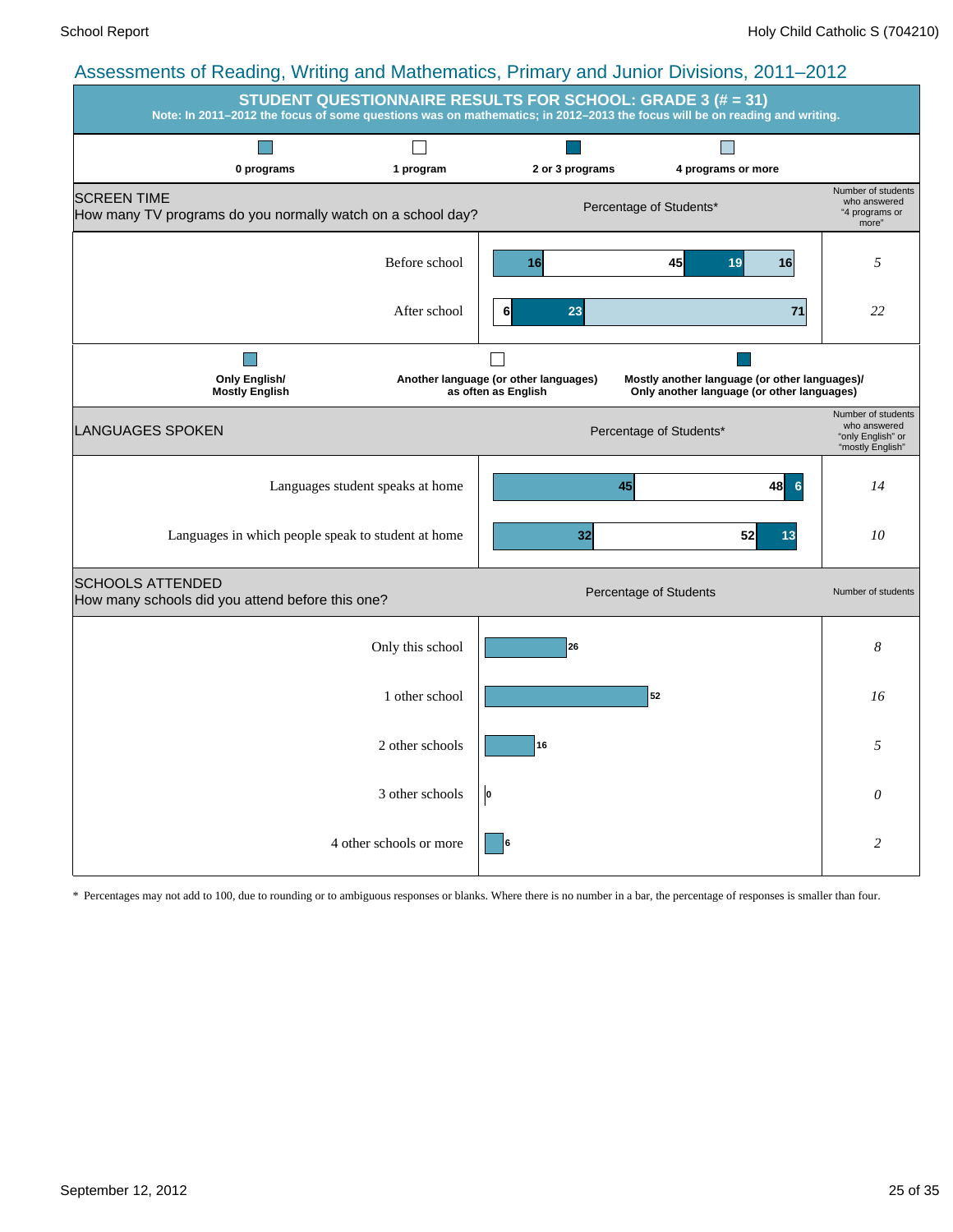## Assessments of Reading, Writing and Mathematics, Primary and Junior Divisions, 2011–2012

### STUDENT QUESTIONNAIRE RESULTS FOR SCHOOL: GRADE 3 (# = 31)

**Note: In 2011–2012 the focus of some questions was on mathematics; in 2012–2013 the focus will be on reading and writing.**

**SCREEN TIME**
How many TV programs do you normally watch on a school day?

| | 0 programs | 1 program | 2 or 3 programs | 4 programs or more | Number of students who answered "4 programs or more" |
|---|---|---|---|---|---|
| Before school | 16 | 45 | 19 | 16 | 5 |
| After school | | 6 | 23 | 71 | 22 |

Percentage of Students*

**LANGUAGES SPOKEN**

| | Only English/ Mostly English | Another language (or other languages) as often as English | Mostly another language (or other languages)/ Only another language (or other languages) | Number of students who answered "only English" or "mostly English" |
|---|---|---|---|---|
| Languages student speaks at home | 45 | 48 | 6 | 14 |
| Languages in which people speak to student at home | 32 | 52 | 13 | 10 |

Percentage of Students*

**SCHOOLS ATTENDED**
How many schools did you attend before this one?

| | Percentage of Students | Number of students |
|---|---|---|
| Only this school | 26 | 8 |
| 1 other school | 52 | 16 |
| 2 other schools | 16 | 5 |
| 3 other schools | 0 | 0 |
| 4 other schools or more | 6 | 2 |

* Percentages may not add to 100, due to rounding or to ambiguous responses or blanks. Where there is no number in a bar, the percentage of responses is smaller than four.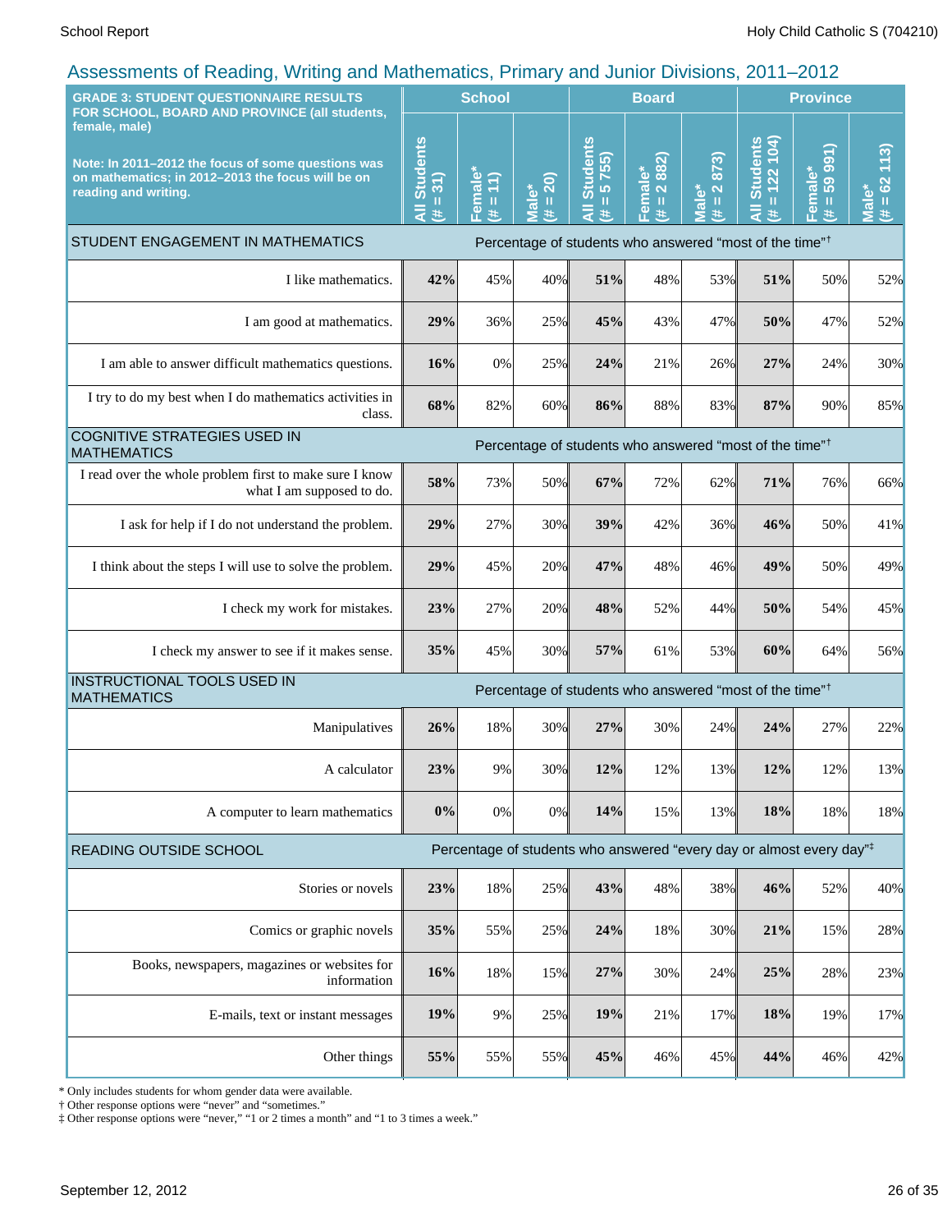## Assessments of Reading, Writing and Mathematics, Primary and Junior Divisions, 2011–2012

| GRADE 3: STUDENT QUESTIONNAIRE RESULTS FOR SCHOOL, BOARD AND PROVINCE (all students, female, male)<br><br>Note: In 2011–2012 the focus of some questions was on mathematics; in 2012–2013 the focus will be on reading and writing. | School | | | Board | | | Province | | |
|---|---|---|---|---|---|---|---|---|---|
| | All Students (# = 31) | Female* (# = 11) | Male* (# = 20) | All Students (# = 5 755) | Female* (# = 2 882) | Male* (# = 2 873) | All Students (# = 122 104) | Female* (# = 59 991) | Male* (# = 62 113) |
| STUDENT ENGAGEMENT IN MATHEMATICS | Percentage of students who answered "most of the time"† | | | | | | | | |
| I like mathematics. | **42%** | 45% | 40% | **51%** | 48% | 53% | **51%** | 50% | 52% |
| I am good at mathematics. | **29%** | 36% | 25% | **45%** | 43% | 47% | **50%** | 47% | 52% |
| I am able to answer difficult mathematics questions. | **16%** | 0% | 25% | **24%** | 21% | 26% | **27%** | 24% | 30% |
| I try to do my best when I do mathematics activities in class. | **68%** | 82% | 60% | **86%** | 88% | 83% | **87%** | 90% | 85% |
| COGNITIVE STRATEGIES USED IN MATHEMATICS | Percentage of students who answered "most of the time"† | | | | | | | | |
| I read over the whole problem first to make sure I know what I am supposed to do. | **58%** | 73% | 50% | **67%** | 72% | 62% | **71%** | 76% | 66% |
| I ask for help if I do not understand the problem. | **29%** | 27% | 30% | **39%** | 42% | 36% | **46%** | 50% | 41% |
| I think about the steps I will use to solve the problem. | **29%** | 45% | 20% | **47%** | 48% | 46% | **49%** | 50% | 49% |
| I check my work for mistakes. | **23%** | 27% | 20% | **48%** | 52% | 44% | **50%** | 54% | 45% |
| I check my answer to see if it makes sense. | **35%** | 45% | 30% | **57%** | 61% | 53% | **60%** | 64% | 56% |
| INSTRUCTIONAL TOOLS USED IN MATHEMATICS | Percentage of students who answered "most of the time"† | | | | | | | | |
| Manipulatives | **26%** | 18% | 30% | **27%** | 30% | 24% | **24%** | 27% | 22% |
| A calculator | **23%** | 9% | 30% | **12%** | 12% | 13% | **12%** | 12% | 13% |
| A computer to learn mathematics | **0%** | 0% | 0% | **14%** | 15% | 13% | **18%** | 18% | 18% |
| READING OUTSIDE SCHOOL | Percentage of students who answered "every day or almost every day"‡ | | | | | | | | |
| Stories or novels | **23%** | 18% | 25% | **43%** | 48% | 38% | **46%** | 52% | 40% |
| Comics or graphic novels | **35%** | 55% | 25% | **24%** | 18% | 30% | **21%** | 15% | 28% |
| Books, newspapers, magazines or websites for information | **16%** | 18% | 15% | **27%** | 30% | 24% | **25%** | 28% | 23% |
| E-mails, text or instant messages | **19%** | 9% | 25% | **19%** | 21% | 17% | **18%** | 19% | 17% |
| Other things | **55%** | 55% | 55% | **45%** | 46% | 45% | **44%** | 46% | 42% |

* Only includes students for whom gender data were available.
† Other response options were "never" and "sometimes."
‡ Other response options were "never," "1 or 2 times a month" and "1 to 3 times a week."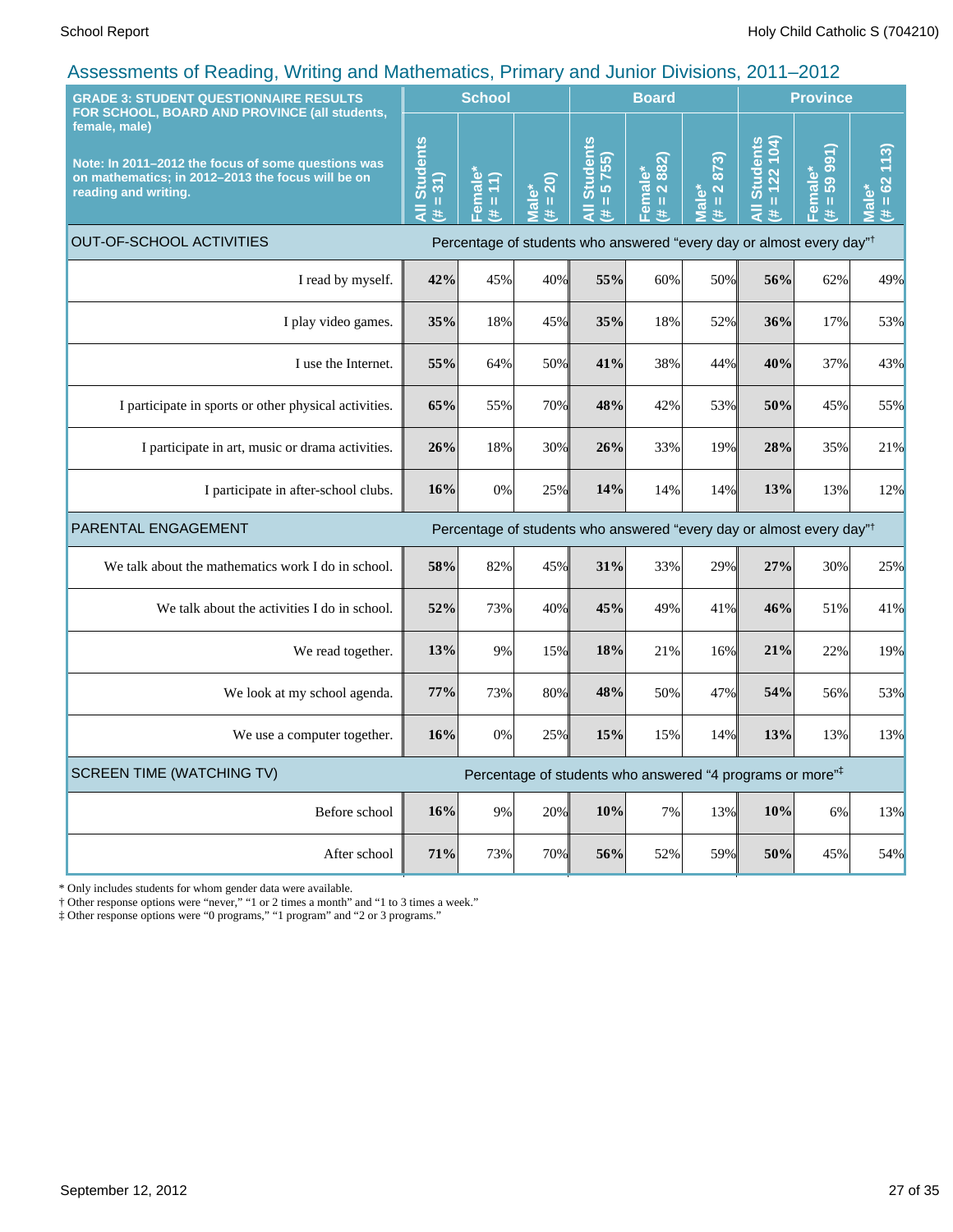## Assessments of Reading, Writing and Mathematics, Primary and Junior Divisions, 2011–2012

| GRADE 3: STUDENT QUESTIONNAIRE RESULTS FOR SCHOOL, BOARD AND PROVINCE (all students, female, male)<br><br>Note: In 2011–2012 the focus of some questions was on mathematics; in 2012–2013 the focus will be on reading and writing. | School | | | Board | | | Province | | |
|---|---|---|---|---|---|---|---|---|---|
| | All Students (# = 31) | Female* (# = 11) | Male* (# = 20) | All Students (# = 5 755) | Female* (# = 2 882) | Male* (# = 2 873) | All Students (# = 122 104) | Female* (# = 59 991) | Male* (# = 62 113) |
| **OUT-OF-SCHOOL ACTIVITIES** | Percentage of students who answered "every day or almost every day"† | | | | | | | | |
| I read by myself. | **42%** | 45% | 40% | **55%** | 60% | 50% | **56%** | 62% | 49% |
| I play video games. | **35%** | 18% | 45% | **35%** | 18% | 52% | **36%** | 17% | 53% |
| I use the Internet. | **55%** | 64% | 50% | **41%** | 38% | 44% | **40%** | 37% | 43% |
| I participate in sports or other physical activities. | **65%** | 55% | 70% | **48%** | 42% | 53% | **50%** | 45% | 55% |
| I participate in art, music or drama activities. | **26%** | 18% | 30% | **26%** | 33% | 19% | **28%** | 35% | 21% |
| I participate in after-school clubs. | **16%** | 0% | 25% | **14%** | 14% | 14% | **13%** | 13% | 12% |
| **PARENTAL ENGAGEMENT** | Percentage of students who answered "every day or almost every day"† | | | | | | | | |
| We talk about the mathematics work I do in school. | **58%** | 82% | 45% | **31%** | 33% | 29% | **27%** | 30% | 25% |
| We talk about the activities I do in school. | **52%** | 73% | 40% | **45%** | 49% | 41% | **46%** | 51% | 41% |
| We read together. | **13%** | 9% | 15% | **18%** | 21% | 16% | **21%** | 22% | 19% |
| We look at my school agenda. | **77%** | 73% | 80% | **48%** | 50% | 47% | **54%** | 56% | 53% |
| We use a computer together. | **16%** | 0% | 25% | **15%** | 15% | 14% | **13%** | 13% | 13% |
| **SCREEN TIME (WATCHING TV)** | Percentage of students who answered "4 programs or more"‡ | | | | | | | | |
| Before school | **16%** | 9% | 20% | **10%** | 7% | 13% | **10%** | 6% | 13% |
| After school | **71%** | 73% | 70% | **56%** | 52% | 59% | **50%** | 45% | 54% |

* Only includes students for whom gender data were available.
† Other response options were "never," "1 or 2 times a month" and "1 to 3 times a week."
‡ Other response options were "0 programs," "1 program" and "2 or 3 programs."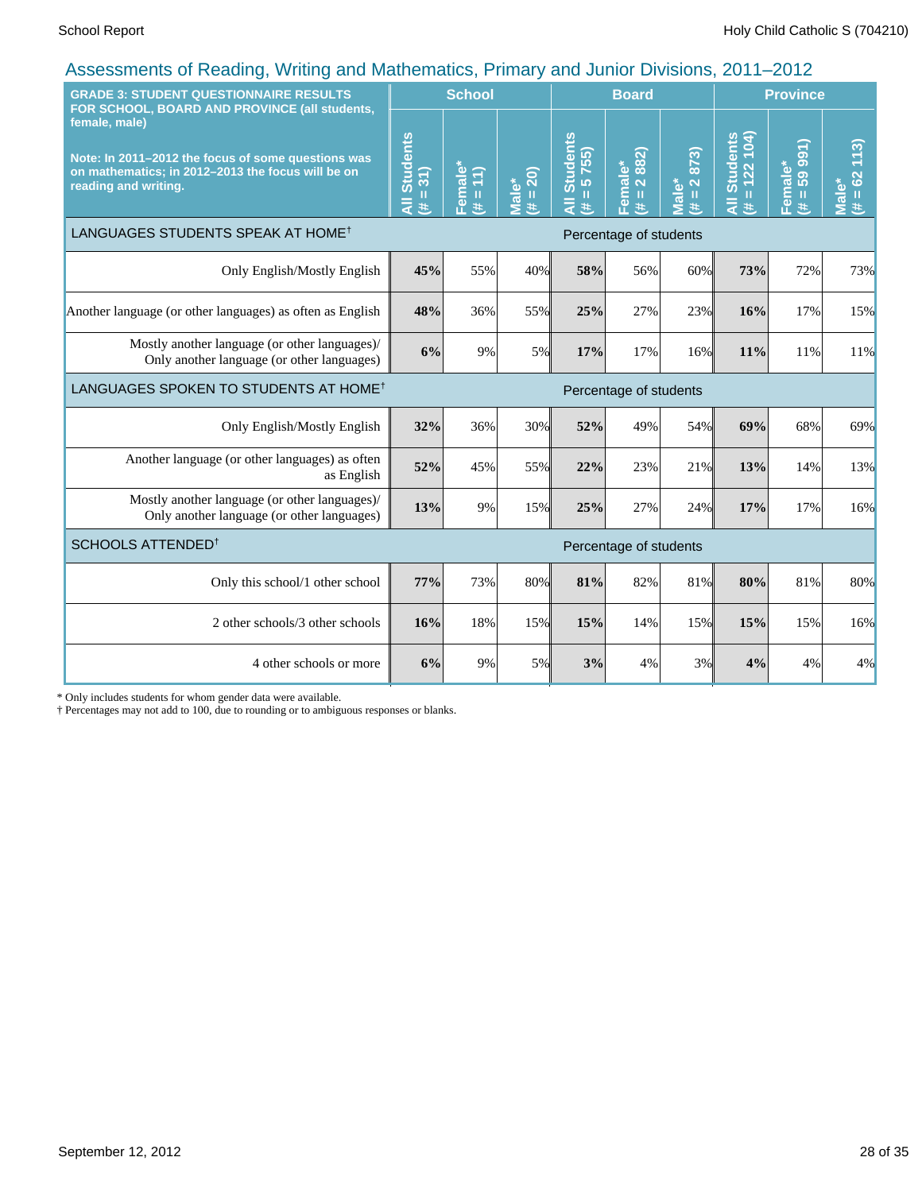## Assessments of Reading, Writing and Mathematics, Primary and Junior Divisions, 2011–2012

| GRADE 3: STUDENT QUESTIONNAIRE RESULTS FOR SCHOOL, BOARD AND PROVINCE (all students, female, male)<br><br>Note: In 2011–2012 the focus of some questions was on mathematics; in 2012–2013 the focus will be on reading and writing. | School | | | Board | | | Province | | |
|---|---|---|---|---|---|---|---|---|---|
| | All Students (# = 31) | Female* (# = 11) | Male* (# = 20) | All Students (# = 5 755) | Female* (# = 2 882) | Male* (# = 2 873) | All Students (# = 122 104) | Female* (# = 59 991) | Male* (# = 62 113) |
| **LANGUAGES STUDENTS SPEAK AT HOME†** | Percentage of students | | | | | | | | |
| Only English/Mostly English | **45%** | 55% | 40% | **58%** | 56% | 60% | **73%** | 72% | 73% |
| Another language (or other languages) as often as English | **48%** | 36% | 55% | **25%** | 27% | 23% | **16%** | 17% | 15% |
| Mostly another language (or other languages)/ Only another language (or other languages) | **6%** | 9% | 5% | **17%** | 17% | 16% | **11%** | 11% | 11% |
| **LANGUAGES SPOKEN TO STUDENTS AT HOME†** | Percentage of students | | | | | | | | |
| Only English/Mostly English | **32%** | 36% | 30% | **52%** | 49% | 54% | **69%** | 68% | 69% |
| Another language (or other languages) as often as English | **52%** | 45% | 55% | **22%** | 23% | 21% | **13%** | 14% | 13% |
| Mostly another language (or other languages)/ Only another language (or other languages) | **13%** | 9% | 15% | **25%** | 27% | 24% | **17%** | 17% | 16% |
| **SCHOOLS ATTENDED†** | Percentage of students | | | | | | | | |
| Only this school/1 other school | **77%** | 73% | 80% | **81%** | 82% | 81% | **80%** | 81% | 80% |
| 2 other schools/3 other schools | **16%** | 18% | 15% | **15%** | 14% | 15% | **15%** | 15% | 16% |
| 4 other schools or more | **6%** | 9% | 5% | **3%** | 4% | 3% | **4%** | 4% | 4% |

* Only includes students for whom gender data were available.

† Percentages may not add to 100, due to rounding or to ambiguous responses or blanks.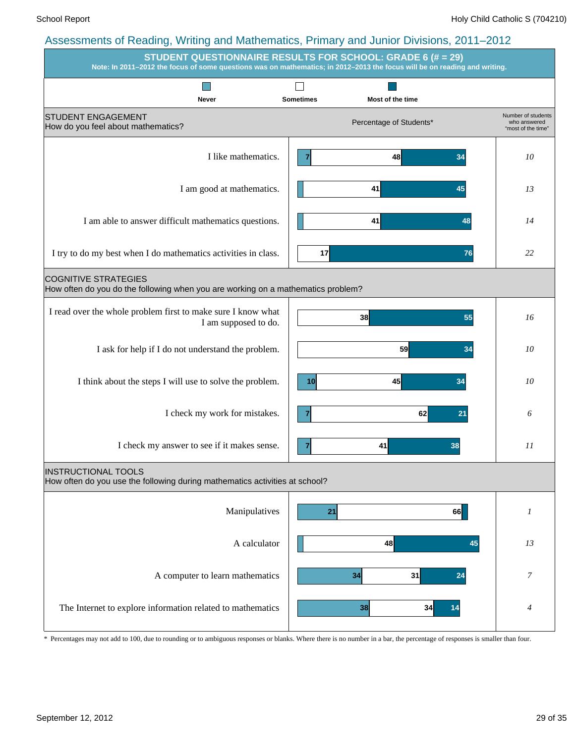## Assessments of Reading, Writing and Mathematics, Primary and Junior Divisions, 2011–2012

**STUDENT QUESTIONNAIRE RESULTS FOR SCHOOL: GRADE 6 (# = 29)**

**Note: In 2011–2012 the focus of some questions was on mathematics; in 2012–2013 the focus will be on reading and writing.**

Never
Sometimes
Most of the time

STUDENT ENGAGEMENT
How do you feel about mathematics?

Percentage of Students*

Number of students who answered "most of the time"

I like mathematics.
7
48
34
10

I am good at mathematics.
41
45
13

I am able to answer difficult mathematics questions.
41
48
14

I try to do my best when I do mathematics activities in class.
17
76
22

COGNITIVE STRATEGIES
How often do you do the following when you are working on a mathematics problem?

I read over the whole problem first to make sure I know what I am supposed to do.
38
55
16

I ask for help if I do not understand the problem.
59
34
10

I think about the steps I will use to solve the problem.
10
45
34
10

I check my work for mistakes.
7
62
21
6

I check my answer to see if it makes sense.
7
41
38
11

INSTRUCTIONAL TOOLS
How often do you use the following during mathematics activities at school?

Manipulatives
21
66
1

A calculator
48
45
13

A computer to learn mathematics
34
31
24
7

The Internet to explore information related to mathematics
38
34
14
4

\* Percentages may not add to 100, due to rounding or to ambiguous responses or blanks. Where there is no number in a bar, the percentage of responses is smaller than four.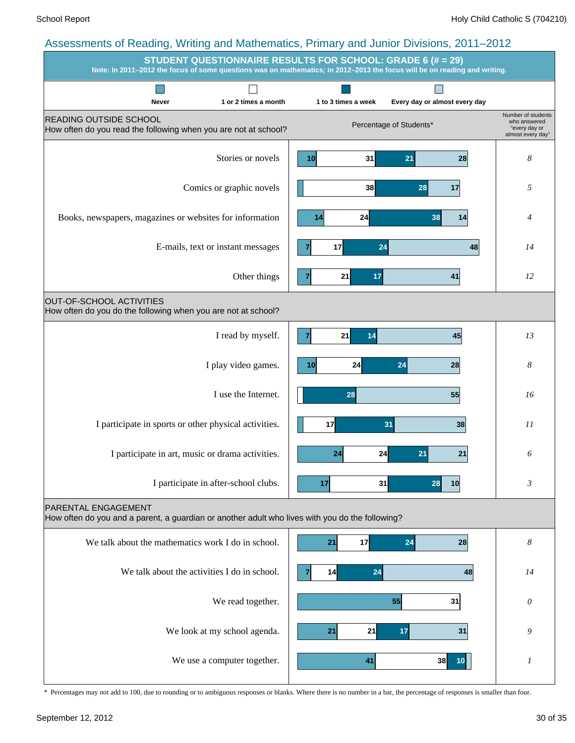## Assessments of Reading, Writing and Mathematics, Primary and Junior Divisions, 2011–2012

### STUDENT QUESTIONNAIRE RESULTS FOR SCHOOL: GRADE 6 (# = 29)

**Note: In 2011–2012 the focus of some questions was on mathematics; in 2012–2013 the focus will be on reading and writing.**

Percentage of Students*

| READING OUTSIDE SCHOOL<br>How often do you read the following when you are not at school? | Never | 1 or 2 times a month | 1 to 3 times a week | Every day or almost every day | Number of students who answered "every day or almost every day" |
|---|---|---|---|---|---|
| Stories or novels | 10 | 31 | 21 | 28 | *8* |
| Comics or graphic novels | | 38 | 28 | 17 | *5* |
| Books, newspapers, magazines or websites for information | 14 | 24 | 38 | 14 | *4* |
| E-mails, text or instant messages | 7 | 17 | 24 | 48 | *14* |
| Other things | 7 | 21 | 17 | 41 | *12* |
| **OUT-OF-SCHOOL ACTIVITIES**<br>How often do you do the following when you are not at school? | | | | | |
| I read by myself. | 7 | 21 | 14 | 45 | *13* |
| I play video games. | 10 | 24 | 24 | 28 | *8* |
| I use the Internet. | | | 28 | 55 | *16* |
| I participate in sports or other physical activities. | | 17 | 31 | 38 | *11* |
| I participate in art, music or drama activities. | 24 | 24 | 21 | 21 | *6* |
| I participate in after-school clubs. | 17 | 31 | 28 | 10 | *3* |
| **PARENTAL ENGAGEMENT**<br>How often do you and a parent, a guardian or another adult who lives with you do the following? | | | | | |
| We talk about the mathematics work I do in school. | 21 | 17 | 24 | 28 | *8* |
| We talk about the activities I do in school. | 7 | 14 | 24 | 48 | *14* |
| We read together. | 55 | 31 | | | *0* |
| We look at my school agenda. | 21 | 21 | 17 | 31 | *9* |
| We use a computer together. | 41 | 38 | 10 | | *1* |

\* Percentages may not add to 100, due to rounding or to ambiguous responses or blanks. Where there is no number in a bar, the percentage of responses is smaller than four.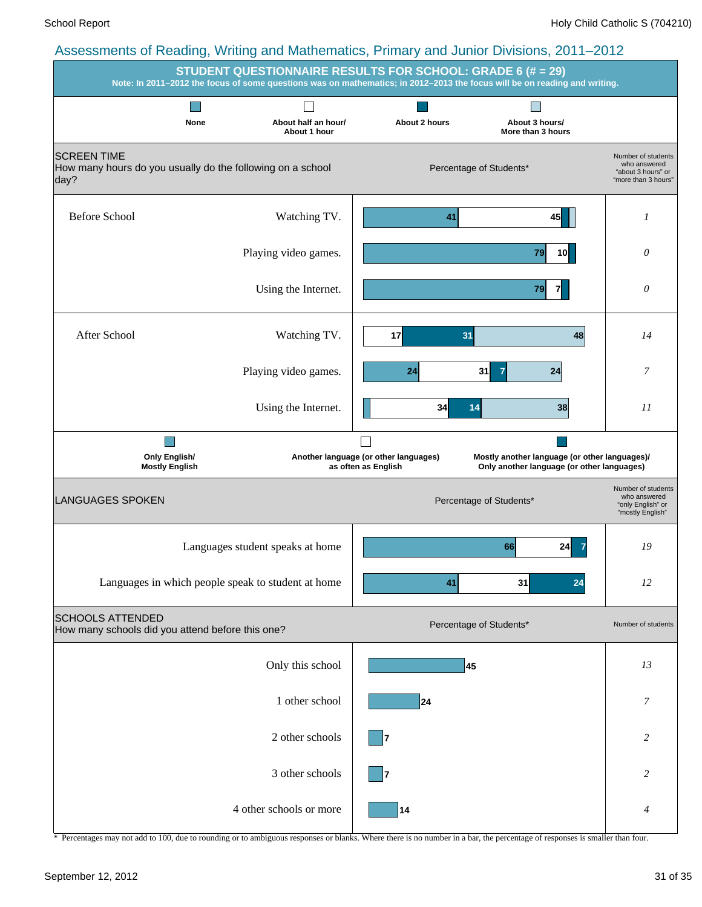## Assessments of Reading, Writing and Mathematics, Primary and Junior Divisions, 2011–2012

**STUDENT QUESTIONNAIRE RESULTS FOR SCHOOL: GRADE 6 (# = 29)**

**Note: In 2011–2012 the focus of some questions was on mathematics; in 2012–2013 the focus will be on reading and writing.**

**None** | **About half an hour/ About 1 hour** | **About 2 hours** | **About 3 hours/ More than 3 hours**

SCREEN TIME
How many hours do you usually do the following on a school day?

Percentage of Students*

Number of students who answered "about 3 hours" or "more than 3 hours"

Before School

Watching TV. 41 45 — 1

Playing video games. 79 10 — 0

Using the Internet. 79 7 — 0

After School

Watching TV. 17 31 48 — 14

Playing video games. 24 31 7 24 — 7

Using the Internet. 34 14 38 — 11

**Only English/ Mostly English** | **Another language (or other languages) as often as English** | **Mostly another language (or other languages)/ Only another language (or other languages)**

LANGUAGES SPOKEN

Percentage of Students*

Number of students who answered "only English" or "mostly English"

Languages student speaks at home 66 24 7 — 19

Languages in which people speak to student at home 41 31 24 — 12

SCHOOLS ATTENDED
How many schools did you attend before this one?

Percentage of Students*

Number of students

Only this school 45 — 13

1 other school 24 — 7

2 other schools 7 — 2

3 other schools 7 — 2

4 other schools or more 14 — 4

\* Percentages may not add to 100, due to rounding or to ambiguous responses or blanks. Where there is no number in a bar, the percentage of responses is smaller than four.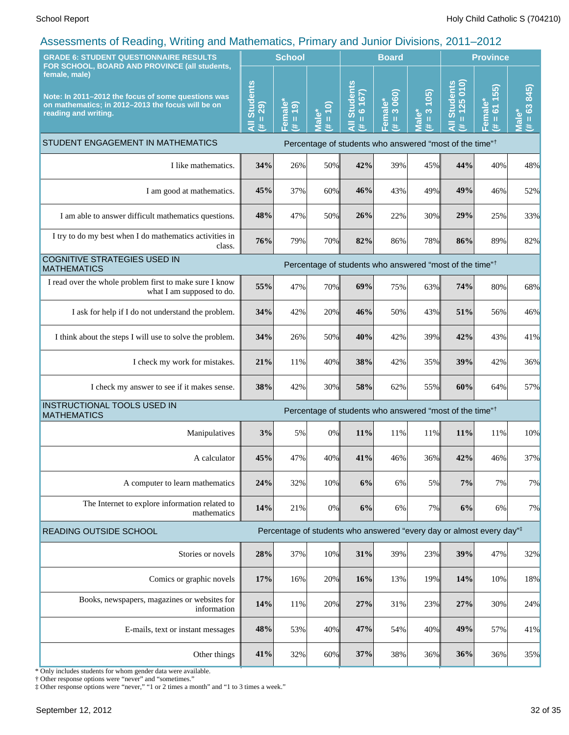## Assessments of Reading, Writing and Mathematics, Primary and Junior Divisions, 2011–2012

| GRADE 6: STUDENT QUESTIONNAIRE RESULTS FOR SCHOOL, BOARD AND PROVINCE (all students, female, male)<br><br>Note: In 2011–2012 the focus of some questions was on mathematics; in 2012–2013 the focus will be on reading and writing. | School | | | Board | | | Province | | |
|---|---|---|---|---|---|---|---|---|---|
| | All Students (# = 29) | Female* (# = 19) | Male* (# = 10) | All Students (# = 6 167) | Female* (# = 3 060) | Male* (# = 3 105) | All Students (# = 125 010) | Female* (# = 61 155) | Male* (# = 63 845) |
| **STUDENT ENGAGEMENT IN MATHEMATICS** | Percentage of students who answered "most of the time"† | | | | | | | | |
| I like mathematics. | **34%** | 26% | 50% | **42%** | 39% | 45% | **44%** | 40% | 48% |
| I am good at mathematics. | **45%** | 37% | 60% | **46%** | 43% | 49% | **49%** | 46% | 52% |
| I am able to answer difficult mathematics questions. | **48%** | 47% | 50% | **26%** | 22% | 30% | **29%** | 25% | 33% |
| I try to do my best when I do mathematics activities in class. | **76%** | 79% | 70% | **82%** | 86% | 78% | **86%** | 89% | 82% |
| **COGNITIVE STRATEGIES USED IN MATHEMATICS** | Percentage of students who answered "most of the time"† | | | | | | | | |
| I read over the whole problem first to make sure I know what I am supposed to do. | **55%** | 47% | 70% | **69%** | 75% | 63% | **74%** | 80% | 68% |
| I ask for help if I do not understand the problem. | **34%** | 42% | 20% | **46%** | 50% | 43% | **51%** | 56% | 46% |
| I think about the steps I will use to solve the problem. | **34%** | 26% | 50% | **40%** | 42% | 39% | **42%** | 43% | 41% |
| I check my work for mistakes. | **21%** | 11% | 40% | **38%** | 42% | 35% | **39%** | 42% | 36% |
| I check my answer to see if it makes sense. | **38%** | 42% | 30% | **58%** | 62% | 55% | **60%** | 64% | 57% |
| **INSTRUCTIONAL TOOLS USED IN MATHEMATICS** | Percentage of students who answered "most of the time"† | | | | | | | | |
| Manipulatives | **3%** | 5% | 0% | **11%** | 11% | 11% | **11%** | 11% | 10% |
| A calculator | **45%** | 47% | 40% | **41%** | 46% | 36% | **42%** | 46% | 37% |
| A computer to learn mathematics | **24%** | 32% | 10% | **6%** | 6% | 5% | **7%** | 7% | 7% |
| The Internet to explore information related to mathematics | **14%** | 21% | 0% | **6%** | 6% | 7% | **6%** | 6% | 7% |
| **READING OUTSIDE SCHOOL** | Percentage of students who answered "every day or almost every day"‡ | | | | | | | | |
| Stories or novels | **28%** | 37% | 10% | **31%** | 39% | 23% | **39%** | 47% | 32% |
| Comics or graphic novels | **17%** | 16% | 20% | **16%** | 13% | 19% | **14%** | 10% | 18% |
| Books, newspapers, magazines or websites for information | **14%** | 11% | 20% | **27%** | 31% | 23% | **27%** | 30% | 24% |
| E-mails, text or instant messages | **48%** | 53% | 40% | **47%** | 54% | 40% | **49%** | 57% | 41% |
| Other things | **41%** | 32% | 60% | **37%** | 38% | 36% | **36%** | 36% | 35% |

* Only includes students for whom gender data were available.
† Other response options were "never" and "sometimes."
‡ Other response options were "never," "1 or 2 times a month" and "1 to 3 times a week."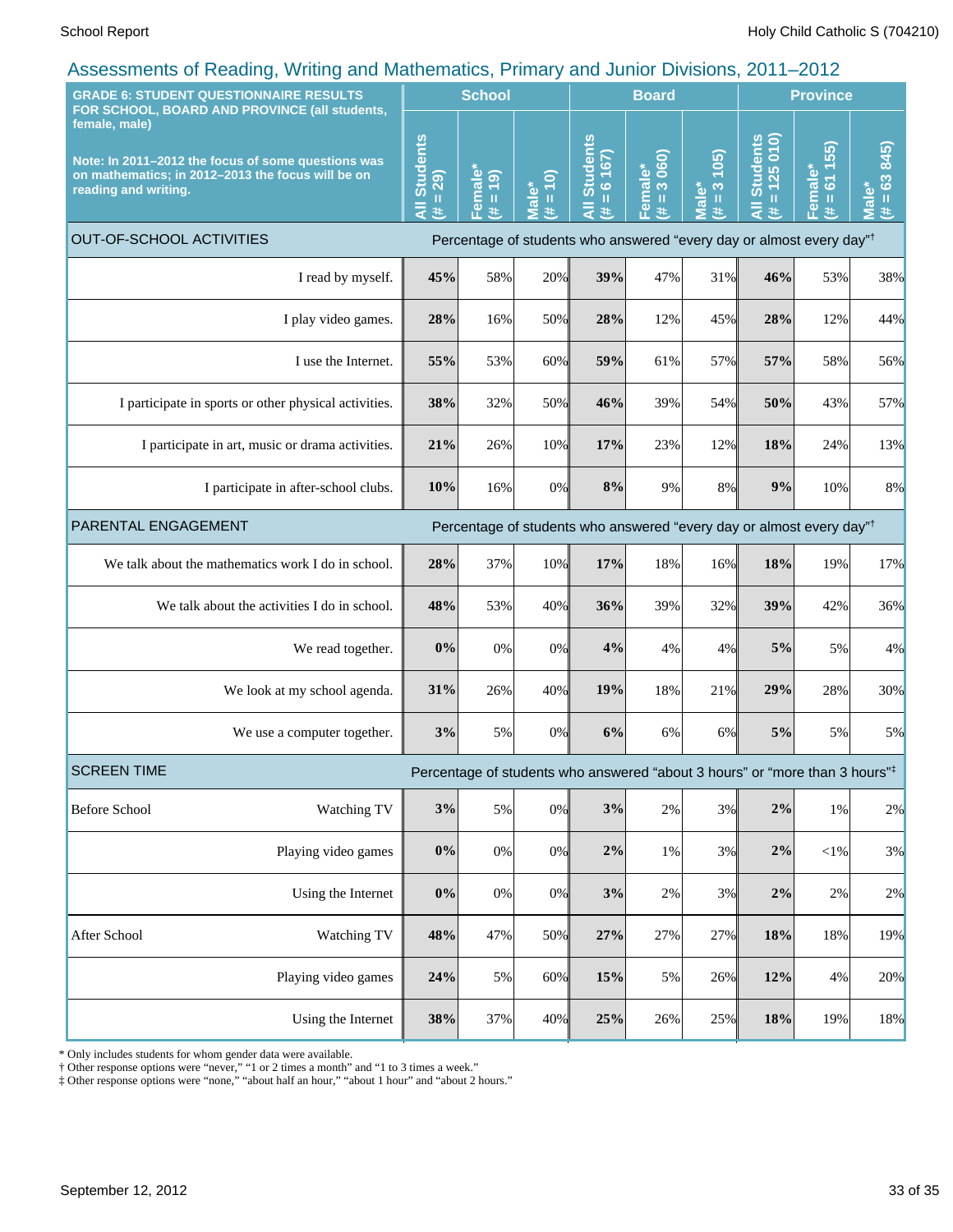## Assessments of Reading, Writing and Mathematics, Primary and Junior Divisions, 2011–2012

| GRADE 6: STUDENT QUESTIONNAIRE RESULTS FOR SCHOOL, BOARD AND PROVINCE (all students, female, male)<br><br>Note: In 2011–2012 the focus of some questions was on mathematics; in 2012–2013 the focus will be on reading and writing. | | School | | | Board | | | Province | | |
|---|---|---|---|---|---|---|---|---|---|---|
| | | All Students (# = 29) | Female* (# = 19) | Male* (# = 10) | All Students (# = 6 167) | Female* (# = 3 060) | Male* (# = 3 105) | All Students (# = 125 010) | Female* (# = 61 155) | Male* (# = 63 845) |
| OUT-OF-SCHOOL ACTIVITIES | | Percentage of students who answered "every day or almost every day"† | | | | | | | | |
| | I read by myself. | **45%** | 58% | 20% | **39%** | 47% | 31% | **46%** | 53% | 38% |
| | I play video games. | **28%** | 16% | 50% | **28%** | 12% | 45% | **28%** | 12% | 44% |
| | I use the Internet. | **55%** | 53% | 60% | **59%** | 61% | 57% | **57%** | 58% | 56% |
| | I participate in sports or other physical activities. | **38%** | 32% | 50% | **46%** | 39% | 54% | **50%** | 43% | 57% |
| | I participate in art, music or drama activities. | **21%** | 26% | 10% | **17%** | 23% | 12% | **18%** | 24% | 13% |
| | I participate in after-school clubs. | **10%** | 16% | 0% | **8%** | 9% | 8% | **9%** | 10% | 8% |
| PARENTAL ENGAGEMENT | | Percentage of students who answered "every day or almost every day"† | | | | | | | | |
| | We talk about the mathematics work I do in school. | **28%** | 37% | 10% | **17%** | 18% | 16% | **18%** | 19% | 17% |
| | We talk about the activities I do in school. | **48%** | 53% | 40% | **36%** | 39% | 32% | **39%** | 42% | 36% |
| | We read together. | **0%** | 0% | 0% | **4%** | 4% | 4% | **5%** | 5% | 4% |
| | We look at my school agenda. | **31%** | 26% | 40% | **19%** | 18% | 21% | **29%** | 28% | 30% |
| | We use a computer together. | **3%** | 5% | 0% | **6%** | 6% | 6% | **5%** | 5% | 5% |
| SCREEN TIME | | Percentage of students who answered "about 3 hours" or "more than 3 hours"‡ | | | | | | | | |
| Before School | Watching TV | **3%** | 5% | 0% | **3%** | 2% | 3% | **2%** | 1% | 2% |
| | Playing video games | **0%** | 0% | 0% | **2%** | 1% | 3% | **2%** | <1% | 3% |
| | Using the Internet | **0%** | 0% | 0% | **3%** | 2% | 3% | **2%** | 2% | 2% |
| After School | Watching TV | **48%** | 47% | 50% | **27%** | 27% | 27% | **18%** | 18% | 19% |
| | Playing video games | **24%** | 5% | 60% | **15%** | 5% | 26% | **12%** | 4% | 20% |
| | Using the Internet | **38%** | 37% | 40% | **25%** | 26% | 25% | **18%** | 19% | 18% |

\* Only includes students for whom gender data were available.
† Other response options were "never," "1 or 2 times a month" and "1 to 3 times a week."
‡ Other response options were "none," "about half an hour," "about 1 hour" and "about 2 hours."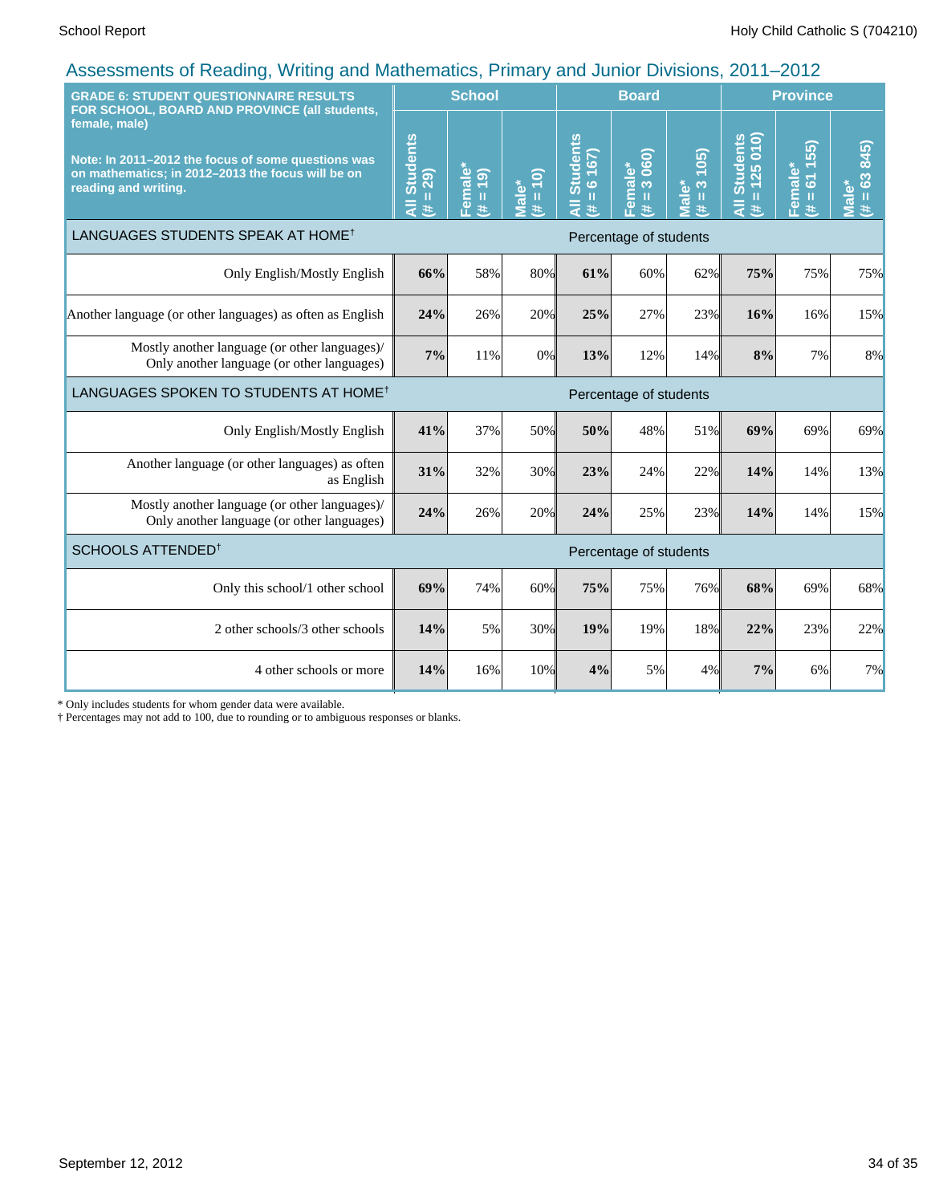## Assessments of Reading, Writing and Mathematics, Primary and Junior Divisions, 2011–2012

| GRADE 6: STUDENT QUESTIONNAIRE RESULTS FOR SCHOOL, BOARD AND PROVINCE (all students, female, male)<br><br>Note: In 2011–2012 the focus of some questions was on mathematics; in 2012–2013 the focus will be on reading and writing. | School | | | Board | | | Province | | |
|---|---|---|---|---|---|---|---|---|---|
| | All Students (# = 29) | Female* (# = 19) | Male* (# = 10) | All Students (# = 6 167) | Female* (# = 3 060) | Male* (# = 3 105) | All Students (# = 125 010) | Female* (# = 61 155) | Male* (# = 63 845) |
| **LANGUAGES STUDENTS SPEAK AT HOME†** | Percentage of students | | | | | | | | |
| Only English/Mostly English | **66%** | 58% | 80% | **61%** | 60% | 62% | **75%** | 75% | 75% |
| Another language (or other languages) as often as English | **24%** | 26% | 20% | **25%** | 27% | 23% | **16%** | 16% | 15% |
| Mostly another language (or other languages)/ Only another language (or other languages) | **7%** | 11% | 0% | **13%** | 12% | 14% | **8%** | 7% | 8% |
| **LANGUAGES SPOKEN TO STUDENTS AT HOME†** | Percentage of students | | | | | | | | |
| Only English/Mostly English | **41%** | 37% | 50% | **50%** | 48% | 51% | **69%** | 69% | 69% |
| Another language (or other languages) as often as English | **31%** | 32% | 30% | **23%** | 24% | 22% | **14%** | 14% | 13% |
| Mostly another language (or other languages)/ Only another language (or other languages) | **24%** | 26% | 20% | **24%** | 25% | 23% | **14%** | 14% | 15% |
| **SCHOOLS ATTENDED†** | Percentage of students | | | | | | | | |
| Only this school/1 other school | **69%** | 74% | 60% | **75%** | 75% | 76% | **68%** | 69% | 68% |
| 2 other schools/3 other schools | **14%** | 5% | 30% | **19%** | 19% | 18% | **22%** | 23% | 22% |
| 4 other schools or more | **14%** | 16% | 10% | **4%** | 5% | 4% | **7%** | 6% | 7% |

* Only includes students for whom gender data were available.
† Percentages may not add to 100, due to rounding or to ambiguous responses or blanks.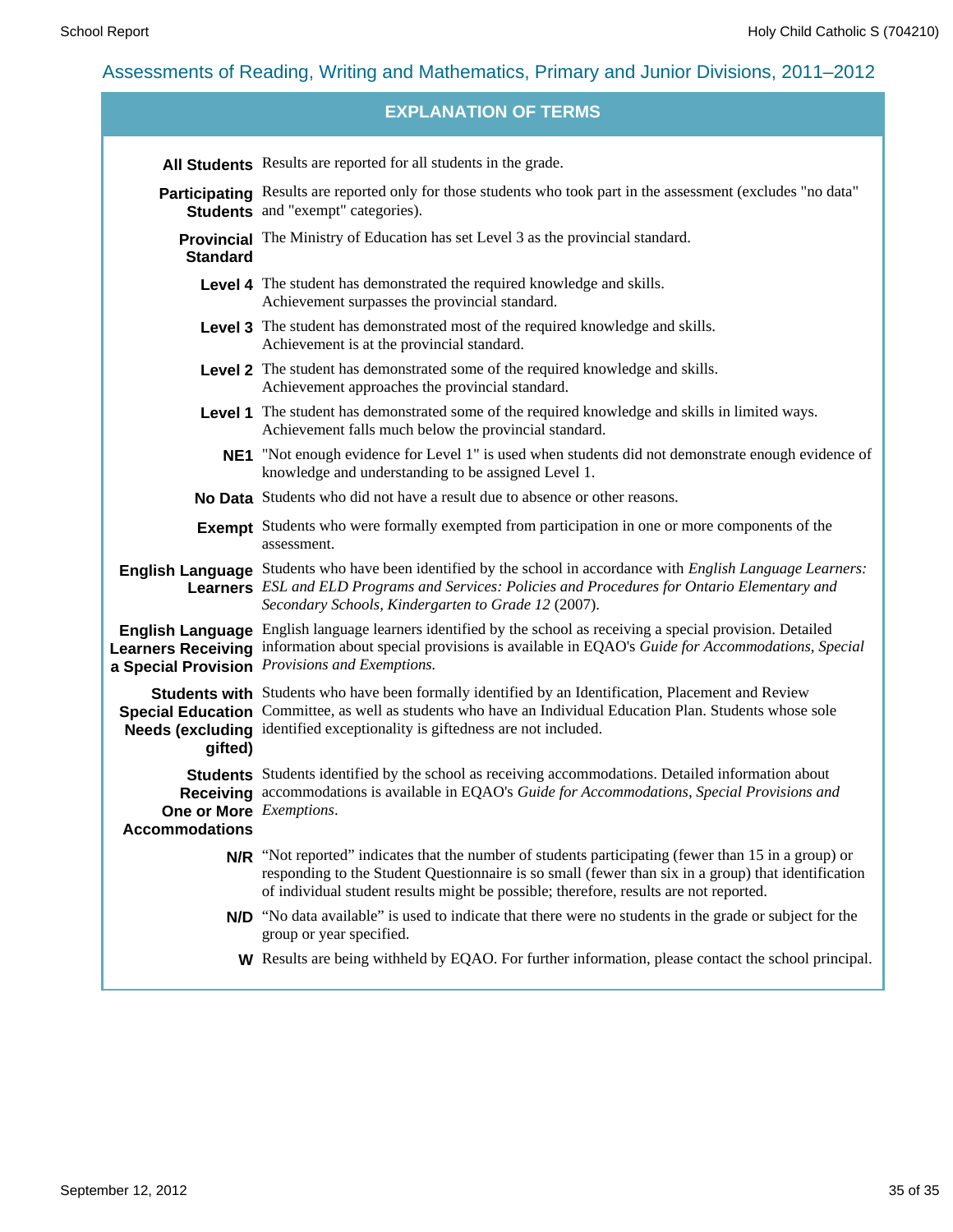## Assessments of Reading, Writing and Mathematics, Primary and Junior Divisions, 2011–2012

### EXPLANATION OF TERMS

**All Students** Results are reported for all students in the grade.

**Participating Students** Results are reported only for those students who took part in the assessment (excludes "no data" and "exempt" categories).

**Provincial Standard** The Ministry of Education has set Level 3 as the provincial standard.

**Level 4** The student has demonstrated the required knowledge and skills. Achievement surpasses the provincial standard.

**Level 3** The student has demonstrated most of the required knowledge and skills. Achievement is at the provincial standard.

**Level 2** The student has demonstrated some of the required knowledge and skills. Achievement approaches the provincial standard.

**Level 1** The student has demonstrated some of the required knowledge and skills in limited ways. Achievement falls much below the provincial standard.

**NE1** "Not enough evidence for Level 1" is used when students did not demonstrate enough evidence of knowledge and understanding to be assigned Level 1.

**No Data** Students who did not have a result due to absence or other reasons.

**Exempt** Students who were formally exempted from participation in one or more components of the assessment.

**English Language Learners** Students who have been identified by the school in accordance with *English Language Learners: ESL and ELD Programs and Services: Policies and Procedures for Ontario Elementary and Secondary Schools, Kindergarten to Grade 12* (2007).

**English Language Learners Receiving a Special Provision** English language learners identified by the school as receiving a special provision. Detailed information about special provisions is available in EQAO's *Guide for Accommodations, Special Provisions and Exemptions.*

**Students with Special Education Needs (excluding gifted)** Students who have been formally identified by an Identification, Placement and Review Committee, as well as students who have an Individual Education Plan. Students whose sole identified exceptionality is giftedness are not included.

**Students Receiving One or More Accommodations** Students identified by the school as receiving accommodations. Detailed information about accommodations is available in EQAO's *Guide for Accommodations, Special Provisions and Exemptions*.

**N/R** "Not reported" indicates that the number of students participating (fewer than 15 in a group) or responding to the Student Questionnaire is so small (fewer than six in a group) that identification of individual student results might be possible; therefore, results are not reported.

**N/D** "No data available" is used to indicate that there were no students in the grade or subject for the group or year specified.

**W** Results are being withheld by EQAO. For further information, please contact the school principal.